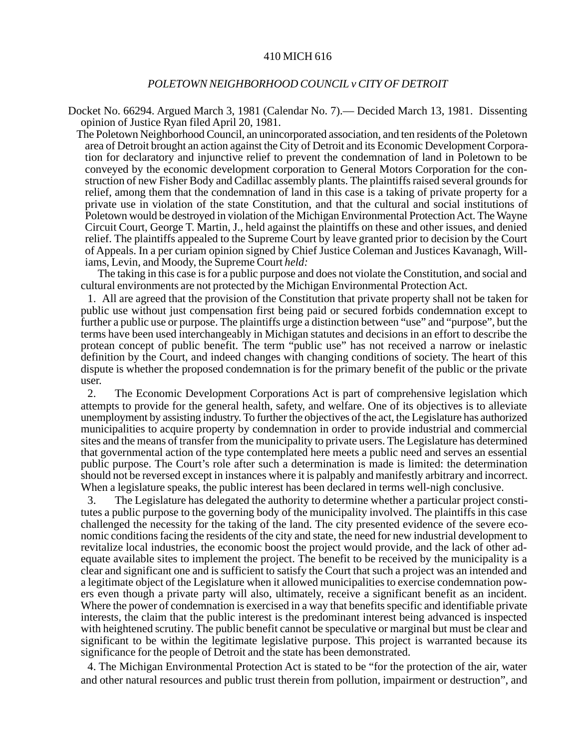410 MICH 616

*POLETOWN NEIGHBORHOOD COUNCIL v CITY OF DETROIT*

Docket No. 66294. Argued March 3, 1981 (Calendar No. 7).— Decided March 13, 1981. Dissenting opinion of Justice Ryan filed April 20, 1981.

The Poletown Neighborhood Council, an unincorporated association, and ten residents of the Poletown area of Detroit brought an action against the City of Detroit and its Economic Development Corporation for declaratory and injunctive relief to prevent the condemnation of land in Poletown to be conveyed by the economic development corporation to General Motors Corporation for the construction of new Fisher Body and Cadillac assembly plants. The plaintiffs raised several grounds for relief, among them that the condemnation of land in this case is a taking of private property for a private use in violation of the state Constitution, and that the cultural and social institutions of Poletown would be destroyed in violation of the Michigan Environmental Protection Act. The Wayne Circuit Court, George T. Martin, J., held against the plaintiffs on these and other issues, and denied relief. The plaintiffs appealed to the Supreme Court by leave granted prior to decision by the Court of Appeals. In a per curiam opinion signed by Chief Justice Coleman and Justices Kavanagh, Williams, Levin, and Moody, the Supreme Court *held:*

The taking in this case is for a public purpose and does not violate the Constitution, and social and cultural environments are not protected by the Michigan Environmental Protection Act.

1. All are agreed that the provision of the Constitution that private property shall not be taken for public use without just compensation first being paid or secured forbids condemnation except to further a public use or purpose. The plaintiffs urge a distinction between "use" and "purpose", but the terms have been used interchangeably in Michigan statutes and decisions in an effort to describe the protean concept of public benefit. The term "public use" has not received a narrow or inelastic definition by the Court, and indeed changes with changing conditions of society. The heart of this dispute is whether the proposed condemnation is for the primary benefit of the public or the private user.

2. The Economic Development Corporations Act is part of comprehensive legislation which attempts to provide for the general health, safety, and welfare. One of its objectives is to alleviate unemployment by assisting industry. To further the objectives of the act, the Legislature has authorized municipalities to acquire property by condemnation in order to provide industrial and commercial sites and the means of transfer from the municipality to private users. The Legislature has determined that governmental action of the type contemplated here meets a public need and serves an essential public purpose. The Court's role after such a determination is made is limited: the determination should not be reversed except in instances where it is palpably and manifestly arbitrary and incorrect. When a legislature speaks, the public interest has been declared in terms well-nigh conclusive.

3. The Legislature has delegated the authority to determine whether a particular project constitutes a public purpose to the governing body of the municipality involved. The plaintiffs in this case challenged the necessity for the taking of the land. The city presented evidence of the severe economic conditions facing the residents of the city and state, the need for new industrial development to revitalize local industries, the economic boost the project would provide, and the lack of other adequate available sites to implement the project. The benefit to be received by the municipality is a clear and significant one and is sufficient to satisfy the Court that such a project was an intended and a legitimate object of the Legislature when it allowed municipalities to exercise condemnation powers even though a private party will also, ultimately, receive a significant benefit as an incident. Where the power of condemnation is exercised in a way that benefits specific and identifiable private interests, the claim that the public interest is the predominant interest being advanced is inspected with heightened scrutiny. The public benefit cannot be speculative or marginal but must be clear and significant to be within the legitimate legislative purpose. This project is warranted because its significance for the people of Detroit and the state has been demonstrated.

4. The Michigan Environmental Protection Act is stated to be "for the protection of the air, water and other natural resources and public trust therein from pollution, impairment or destruction", and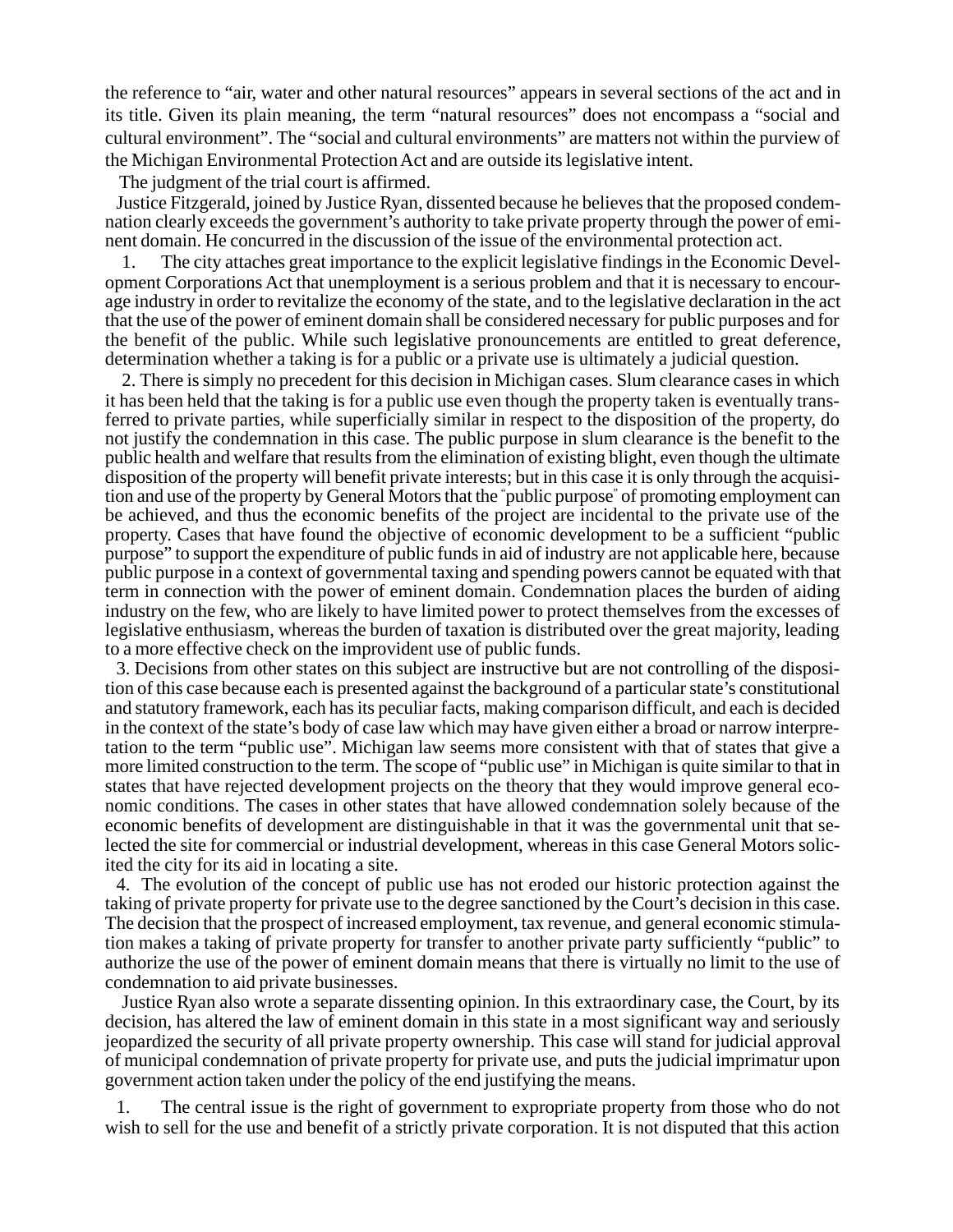the reference to "air, water and other natural resources" appears in several sections of the act and in its title. Given its plain meaning, the term "natural resources" does not encompass a "social and cultural environment". The "social and cultural environments" are matters not within the purview of the Michigan Environmental Protection Act and are outside its legislative intent.

The judgment of the trial court is affirmed.

Justice Fitzgerald, joined by Justice Ryan, dissented because he believes that the proposed condemnation clearly exceeds the government's authority to take private property through the power of eminent domain. He concurred in the discussion of the issue of the environmental protection act.

1. The city attaches great importance to the explicit legislative findings in the Economic Development Corporations Act that unemployment is a serious problem and that it is necessary to encourage industry in order to revitalize the economy of the state, and to the legislative declaration in the act that the use of the power of eminent domain shall be considered necessary for public purposes and for the benefit of the public. While such legislative pronouncements are entitled to great deference, determination whether a taking is for a public or a private use is ultimately a judicial question.

2. There is simply no precedent for this decision in Michigan cases. Slum clearance cases in which it has been held that the taking is for a public use even though the property taken is eventually transferred to private parties, while superficially similar in respect to the disposition of the property, do not justify the condemnation in this case. The public purpose in slum clearance is the benefit to the public health and welfare that results from the elimination of existing blight, even though the ultimate disposition of the property will benefit private interests; but in this case it is only through the acquisition and use of the property by General Motors that the "public purpose" of promoting employment can be achieved, and thus the economic benefits of the project are incidental to the private use of the property. Cases that have found the objective of economic development to be a sufficient "public purpose" to support the expenditure of public funds in aid of industry are not applicable here, because public purpose in a context of governmental taxing and spending powers cannot be equated with that term in connection with the power of eminent domain. Condemnation places the burden of aiding industry on the few, who are likely to have limited power to protect themselves from the excesses of legislative enthusiasm, whereas the burden of taxation is distributed over the great majority, leading to a more effective check on the improvident use of public funds.

3. Decisions from other states on this subject are instructive but are not controlling of the disposition of this case because each is presented against the background of a particular state's constitutional and statutory framework, each has its peculiar facts, making comparison difficult, and each is decided in the context of the state's body of case law which may have given either a broad or narrow interpretation to the term "public use". Michigan law seems more consistent with that of states that give a more limited construction to the term. The scope of "public use" in Michigan is quite similar to that in states that have rejected development projects on the theory that they would improve general economic conditions. The cases in other states that have allowed condemnation solely because of the economic benefits of development are distinguishable in that it was the governmental unit that selected the site for commercial or industrial development, whereas in this case General Motors solicited the city for its aid in locating a site.

4. The evolution of the concept of public use has not eroded our historic protection against the taking of private property for private use to the degree sanctioned by the Court's decision in this case. The decision that the prospect of increased employment, tax revenue, and general economic stimulation makes a taking of private property for transfer to another private party sufficiently "public" to authorize the use of the power of eminent domain means that there is virtually no limit to the use of condemnation to aid private businesses.

Justice Ryan also wrote a separate dissenting opinion. In this extraordinary case, the Court, by its decision, has altered the law of eminent domain in this state in a most significant way and seriously jeopardized the security of all private property ownership. This case will stand for judicial approval of municipal condemnation of private property for private use, and puts the judicial imprimatur upon government action taken under the policy of the end justifying the means.

1. The central issue is the right of government to expropriate property from those who do not wish to sell for the use and benefit of a strictly private corporation. It is not disputed that this action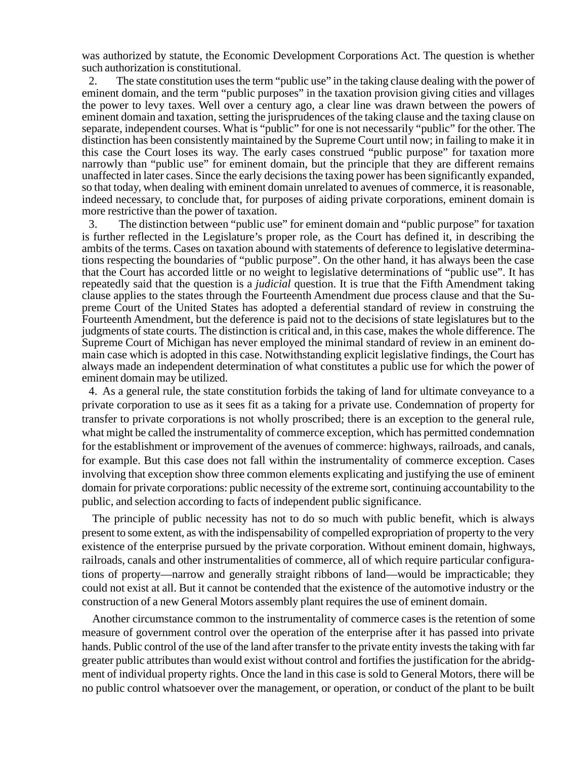was authorized by statute, the Economic Development Corporations Act. The question is whether such authorization is constitutional.

2. The state constitution uses the term "public use" in the taking clause dealing with the power of eminent domain, and the term "public purposes" in the taxation provision giving cities and villages the power to levy taxes. Well over a century ago, a clear line was drawn between the powers of eminent domain and taxation, setting the jurisprudences of the taking clause and the taxing clause on separate, independent courses. What is "public" for one is not necessarily "public" for the other. The distinction has been consistently maintained by the Supreme Court until now; in failing to make it in this case the Court loses its way. The early cases construed "public purpose" for taxation more narrowly than "public use" for eminent domain, but the principle that they are different remains unaffected in later cases. Since the early decisions the taxing power has been significantly expanded, so that today, when dealing with eminent domain unrelated to avenues of commerce, it is reasonable, indeed necessary, to conclude that, for purposes of aiding private corporations, eminent domain is more restrictive than the power of taxation.

3. The distinction between "public use" for eminent domain and "public purpose" for taxation is further reflected in the Legislature's proper role, as the Court has defined it, in describing the ambits of the terms. Cases on taxation abound with statements of deference to legislative determinations respecting the boundaries of "public purpose". On the other hand, it has always been the case that the Court has accorded little or no weight to legislative determinations of "public use". It has repeatedly said that the question is a *judicial* question. It is true that the Fifth Amendment taking clause applies to the states through the Fourteenth Amendment due process clause and that the Supreme Court of the United States has adopted a deferential standard of review in construing the Fourteenth Amendment, but the deference is paid not to the decisions of state legislatures but to the judgments of state courts. The distinction is critical and, in this case, makes the whole difference. The Supreme Court of Michigan has never employed the minimal standard of review in an eminent domain case which is adopted in this case. Notwithstanding explicit legislative findings, the Court has always made an independent determination of what constitutes a public use for which the power of eminent domain may be utilized.

4. As a general rule, the state constitution forbids the taking of land for ultimate conveyance to a private corporation to use as it sees fit as a taking for a private use. Condemnation of property for transfer to private corporations is not wholly proscribed; there is an exception to the general rule, what might be called the instrumentality of commerce exception, which has permitted condemnation for the establishment or improvement of the avenues of commerce: highways, railroads, and canals, for example. But this case does not fall within the instrumentality of commerce exception. Cases involving that exception show three common elements explicating and justifying the use of eminent domain for private corporations: public necessity of the extreme sort, continuing accountability to the public, and selection according to facts of independent public significance.

The principle of public necessity has not to do so much with public benefit, which is always present to some extent, as with the indispensability of compelled expropriation of property to the very existence of the enterprise pursued by the private corporation. Without eminent domain, highways, railroads, canals and other instrumentalities of commerce, all of which require particular configurations of property—narrow and generally straight ribbons of land—would be impracticable; they could not exist at all. But it cannot be contended that the existence of the automotive industry or the construction of a new General Motors assembly plant requires the use of eminent domain.

Another circumstance common to the instrumentality of commerce cases is the retention of some measure of government control over the operation of the enterprise after it has passed into private hands. Public control of the use of the land after transfer to the private entity invests the taking with far greater public attributes than would exist without control and fortifies the justification for the abridgment of individual property rights. Once the land in this case is sold to General Motors, there will be no public control whatsoever over the management, or operation, or conduct of the plant to be built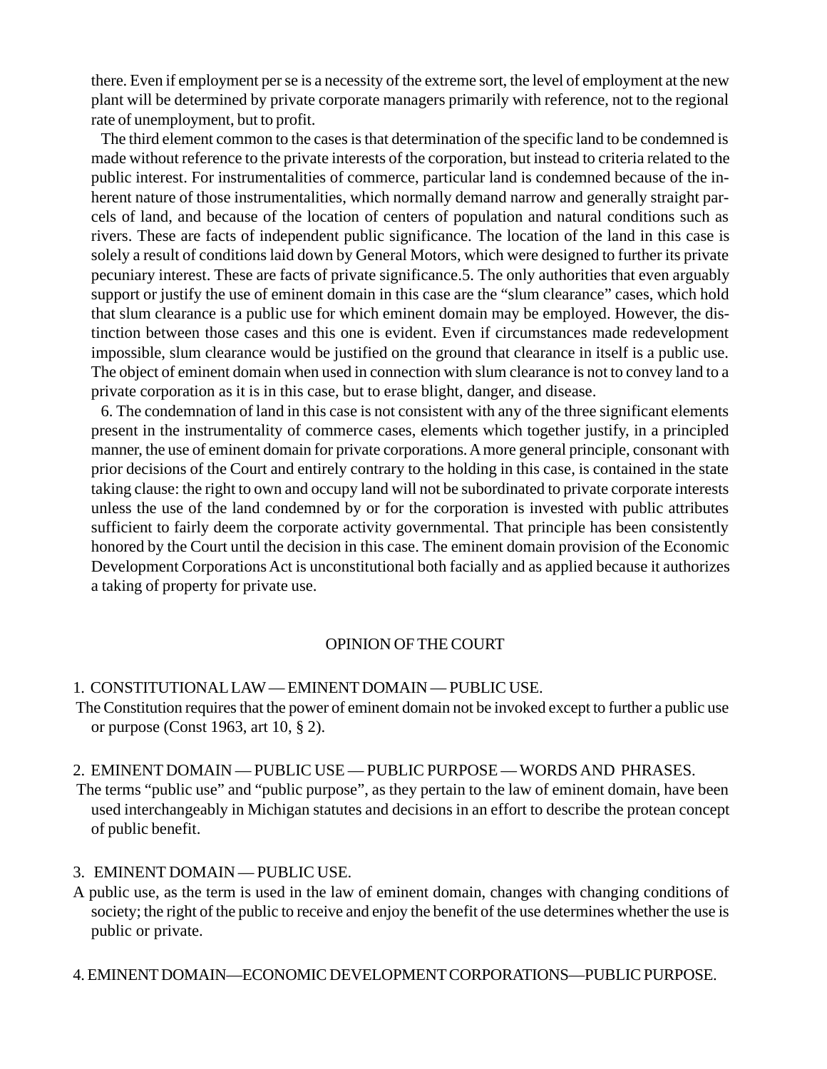there. Even if employment per se is a necessity of the extreme sort, the level of employment at the new plant will be determined by private corporate managers primarily with reference, not to the regional rate of unemployment, but to profit.

The third element common to the cases is that determination of the specific land to be condemned is made without reference to the private interests of the corporation, but instead to criteria related to the public interest. For instrumentalities of commerce, particular land is condemned because of the inherent nature of those instrumentalities, which normally demand narrow and generally straight parcels of land, and because of the location of centers of population and natural conditions such as rivers. These are facts of independent public significance. The location of the land in this case is solely a result of conditions laid down by General Motors, which were designed to further its private pecuniary interest. These are facts of private significance.5. The only authorities that even arguably support or justify the use of eminent domain in this case are the "slum clearance" cases, which hold that slum clearance is a public use for which eminent domain may be employed. However, the distinction between those cases and this one is evident. Even if circumstances made redevelopment impossible, slum clearance would be justified on the ground that clearance in itself is a public use. The object of eminent domain when used in connection with slum clearance is not to convey land to a private corporation as it is in this case, but to erase blight, danger, and disease.

6. The condemnation of land in this case is not consistent with any of the three significant elements present in the instrumentality of commerce cases, elements which together justify, in a principled manner, the use of eminent domain for private corporations. A more general principle, consonant with prior decisions of the Court and entirely contrary to the holding in this case, is contained in the state taking clause: the right to own and occupy land will not be subordinated to private corporate interests unless the use of the land condemned by or for the corporation is invested with public attributes sufficient to fairly deem the corporate activity governmental. That principle has been consistently honored by the Court until the decision in this case. The eminent domain provision of the Economic Development Corporations Act is unconstitutional both facially and as applied because it authorizes a taking of property for private use.

## OPINION OF THE COURT

1. CONSTITUTIONAL LAW — EMINENT DOMAIN — PUBLIC USE.

The Constitution requires that the power of eminent domain not be invoked except to further a public use or purpose (Const 1963, art 10, § 2).

2. EMINENT DOMAIN — PUBLIC USE — PUBLIC PURPOSE — WORDS AND PHRASES.

The terms "public use" and "public purpose", as they pertain to the law of eminent domain, have been used interchangeably in Michigan statutes and decisions in an effort to describe the protean concept of public benefit.

3. EMINENT DOMAIN — PUBLIC USE.

A public use, as the term is used in the law of eminent domain, changes with changing conditions of society; the right of the public to receive and enjoy the benefit of the use determines whether the use is public or private.

4. EMINENT DOMAIN—ECONOMIC DEVELOPMENT CORPORATIONS—PUBLIC PURPOSE.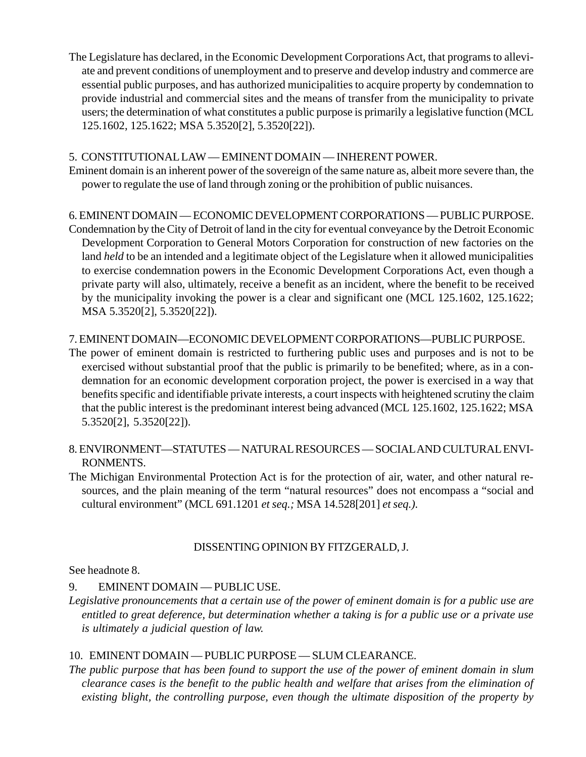The Legislature has declared, in the Economic Development Corporations Act, that programs to alleviate and prevent conditions of unemployment and to preserve and develop industry and commerce are essential public purposes, and has authorized municipalities to acquire property by condemnation to provide industrial and commercial sites and the means of transfer from the municipality to private users; the determination of what constitutes a public purpose is primarily a legislative function (MCL 125.1602, 125.1622; MSA 5.3520[2], 5.3520[22]).

5. CONSTITUTIONAL LAW — EMINENT DOMAIN — INHERENT POWER.

Eminent domain is an inherent power of the sovereign of the same nature as, albeit more severe than, the power to regulate the use of land through zoning or the prohibition of public nuisances.

6. EMINENT DOMAIN — ECONOMIC DEVELOPMENT CORPORATIONS — PUBLIC PURPOSE.

Condemnation by the City of Detroit of land in the city for eventual conveyance by the Detroit Economic Development Corporation to General Motors Corporation for construction of new factories on the land *held* to be an intended and a legitimate object of the Legislature when it allowed municipalities to exercise condemnation powers in the Economic Development Corporations Act, even though a private party will also, ultimately, receive a benefit as an incident, where the benefit to be received by the municipality invoking the power is a clear and significant one (MCL 125.1602, 125.1622; MSA 5.3520[2], 5.3520[22]).

7. EMINENT DOMAIN—ECONOMIC DEVELOPMENT CORPORATIONS—PUBLIC PURPOSE.

The power of eminent domain is restricted to furthering public uses and purposes and is not to be exercised without substantial proof that the public is primarily to be benefited; where, as in a condemnation for an economic development corporation project, the power is exercised in a way that benefits specific and identifiable private interests, a court inspects with heightened scrutiny the claim that the public interest is the predominant interest being advanced (MCL 125.1602, 125.1622; MSA 5.3520[2], 5.3520[22]).

8. ENVIRONMENT—STATUTES — NATURAL RESOURCES — SOCIAL AND CULTURAL ENVIRONMENTS.

The Michigan Environmental Protection Act is for the protection of air, water, and other natural resources, and the plain meaning of the term "natural resources" does not encompass a "social and cultural environment" (MCL 691.1201 *et seq.;* MSA 14.528[201] *et seq.).*

DISSENTING OPINION BY FITZGERALD, J.

See headnote 8.

9. EMINENT DOMAIN — PUBLIC USE.

*Legislative pronouncements that a certain use of the power of eminent domain is for a public use are entitled to great deference, but determination whether a taking is for a public use or a private use is ultimately a judicial question of law.*

10. EMINENT DOMAIN — PUBLIC PURPOSE — SLUM CLEARANCE.

*The public purpose that has been found to support the use of the power of eminent domain in slum clearance cases is the benefit to the public health and welfare that arises from the elimination of existing blight, the controlling purpose, even though the ultimate disposition of the property by*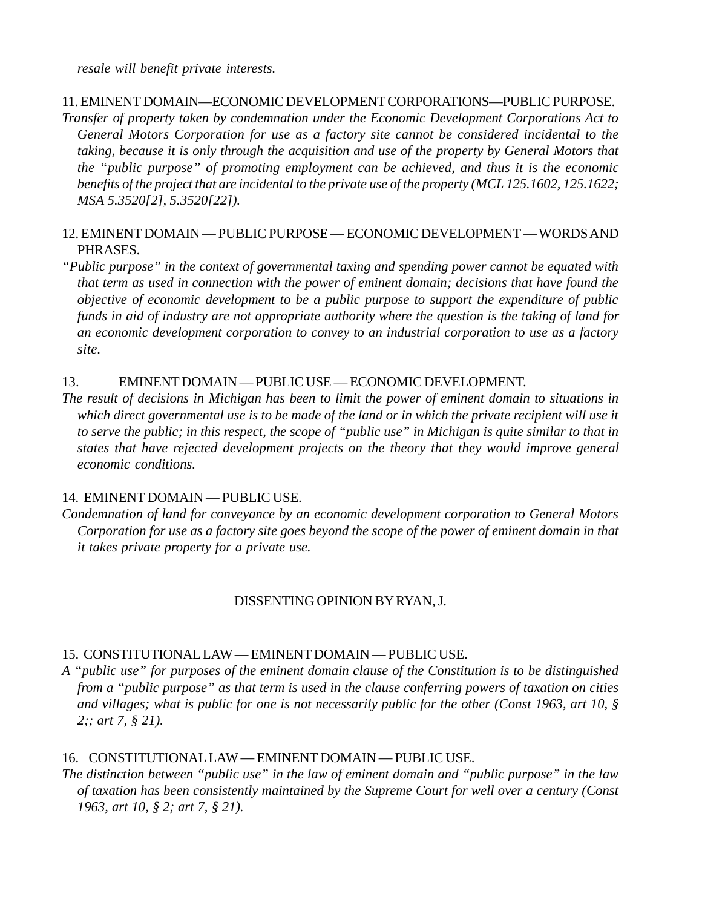*resale will benefit private interests.*

11. EMINENT DOMAIN—ECONOMIC DEVELOPMENT CORPORATIONS—PUBLIC PURPOSE.

*Transfer of property taken by condemnation under the Economic Development Corporations Act to General Motors Corporation for use as a factory site cannot be considered incidental to the taking, because it is only through the acquisition and use of the property by General Motors that the "public purpose" of promoting employment can be achieved, and thus it is the economic benefits of the project that are incidental to the private use of the property (MCL 125.1602, 125.1622; MSA 5.3520[2], 5.3520[22]).*

12. EMINENT DOMAIN — PUBLIC PURPOSE — ECONOMIC DEVELOPMENT — WORDS AND PHRASES.

*"Public purpose" in the context of governmental taxing and spending power cannot be equated with that term as used in connection with the power of eminent domain; decisions that have found the objective of economic development to be a public purpose to support the expenditure of public funds in aid of industry are not appropriate authority where the question is the taking of land for an economic development corporation to convey to an industrial corporation to use as a factory site.*

13. EMINENT DOMAIN — PUBLIC USE — ECONOMIC DEVELOPMENT.

*The result of decisions in Michigan has been to limit the power of eminent domain to situations in which direct governmental use is to be made of the land or in which the private recipient will use it to serve the public; in this respect, the scope of "public use" in Michigan is quite similar to that in states that have rejected development projects on the theory that they would improve general economic conditions.*

14. EMINENT DOMAIN — PUBLIC USE.

*Condemnation of land for conveyance by an economic development corporation to General Motors Corporation for use as a factory site goes beyond the scope of the power of eminent domain in that it takes private property for a private use.*

DISSENTING OPINION BY RYAN, J.

15. CONSTITUTIONAL LAW — EMINENT DOMAIN — PUBLIC USE.

*A "public use" for purposes of the eminent domain clause of the Constitution is to be distinguished from a "public purpose" as that term is used in the clause conferring powers of taxation on cities and villages; what is public for one is not necessarily public for the other (Const 1963, art 10, § 2;; art 7, § 21).*

16. CONSTITUTIONAL LAW — EMINENT DOMAIN — PUBLIC USE.

*The distinction between "public use" in the law of eminent domain and "public purpose" in the law of taxation has been consistently maintained by the Supreme Court for well over a century (Const 1963, art 10, § 2; art 7, § 21).*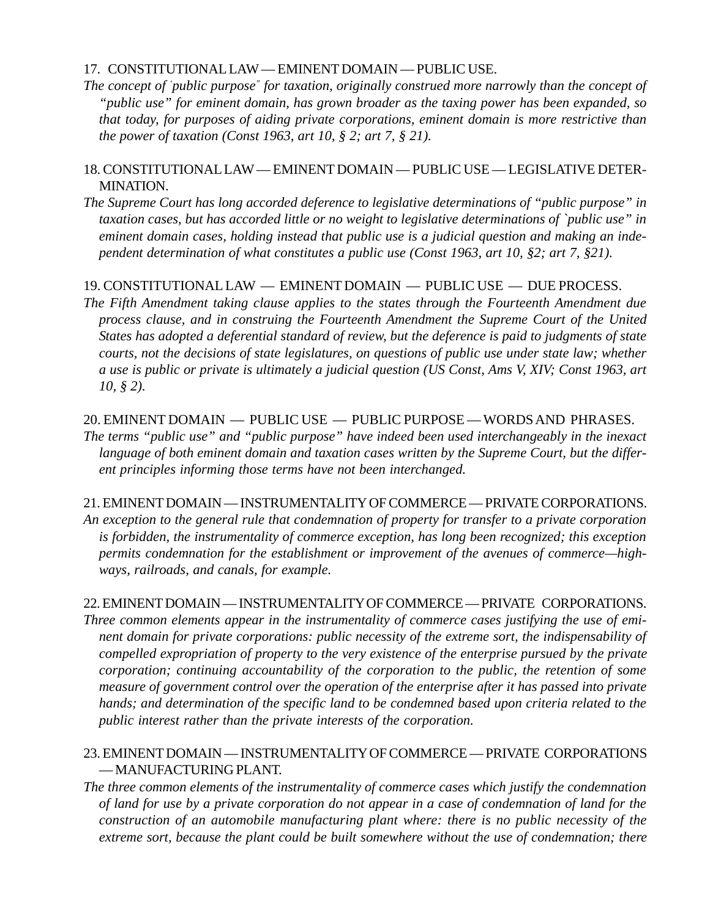17. CONSTITUTIONAL LAW — EMINENT DOMAIN — PUBLIC USE.

*The concept of "public purpose" for taxation, originally construed more narrowly than the concept of "public use" for eminent domain, has grown broader as the taxing power has been expanded, so that today, for purposes of aiding private corporations, eminent domain is more restrictive than the power of taxation (Const 1963, art 10, § 2; art 7, § 21).*

18. CONSTITUTIONAL LAW — EMINENT DOMAIN — PUBLIC USE — LEGISLATIVE DETERMINATION.

*The Supreme Court has long accorded deference to legislative determinations of "public purpose" in taxation cases, but has accorded little or no weight to legislative determinations of `public use" in eminent domain cases, holding instead that public use is a judicial question and making an independent determination of what constitutes a public use (Const 1963, art 10, §2; art 7, §21).*

19. CONSTITUTIONAL LAW — EMINENT DOMAIN — PUBLIC USE — DUE PROCESS.

*The Fifth Amendment taking clause applies to the states through the Fourteenth Amendment due process clause, and in construing the Fourteenth Amendment the Supreme Court of the United States has adopted a deferential standard of review, but the deference is paid to judgments of state courts, not the decisions of state legislatures, on questions of public use under state law; whether a use is public or private is ultimately a judicial question (US Const, Ams V, XIV; Const 1963, art 10, § 2).*

20. EMINENT DOMAIN — PUBLIC USE — PUBLIC PURPOSE — WORDS AND PHRASES.

*The terms "public use" and "public purpose" have indeed been used interchangeably in the inexact language of both eminent domain and taxation cases written by the Supreme Court, but the different principles informing those terms have not been interchanged.*

21. EMINENT DOMAIN — INSTRUMENTALITY OF COMMERCE — PRIVATE CORPORATIONS.

*An exception to the general rule that condemnation of property for transfer to a private corporation is forbidden, the instrumentality of commerce exception, has long been recognized; this exception permits condemnation for the establishment or improvement of the avenues of commerce—highways, railroads, and canals, for example.*

22. EMINENT DOMAIN — INSTRUMENTALITY OF COMMERCE — PRIVATE CORPORATIONS.

*Three common elements appear in the instrumentality of commerce cases justifying the use of eminent domain for private corporations: public necessity of the extreme sort, the indispensability of compelled expropriation of property to the very existence of the enterprise pursued by the private corporation; continuing accountability of the corporation to the public, the retention of some measure of government control over the operation of the enterprise after it has passed into private hands; and determination of the specific land to be condemned based upon criteria related to the public interest rather than the private interests of the corporation.*

23. EMINENT DOMAIN — INSTRUMENTALITY OF COMMERCE — PRIVATE CORPORATIONS — MANUFACTURING PLANT.

*The three common elements of the instrumentality of commerce cases which justify the condemnation of land for use by a private corporation do not appear in a case of condemnation of land for the construction of an automobile manufacturing plant where: there is no public necessity of the extreme sort, because the plant could be built somewhere without the use of condemnation; there*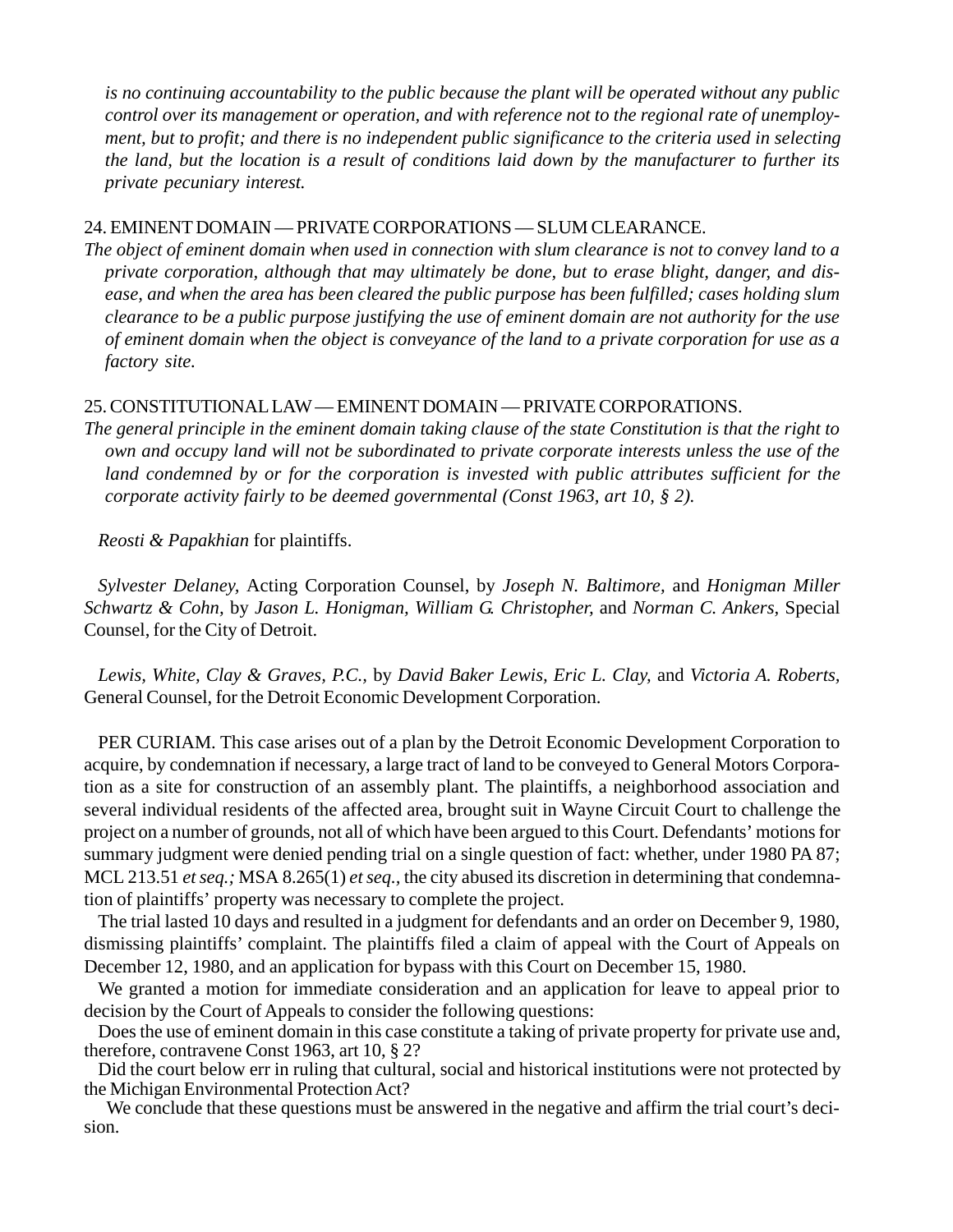*is no continuing accountability to the public because the plant will be operated without any public control over its management or operation, and with reference not to the regional rate of unemployment, but to profit; and there is no independent public significance to the criteria used in selecting the land, but the location is a result of conditions laid down by the manufacturer to further its private pecuniary interest.*

24. EMINENT DOMAIN — PRIVATE CORPORATIONS — SLUM CLEARANCE.

*The object of eminent domain when used in connection with slum clearance is not to convey land to a private corporation, although that may ultimately be done, but to erase blight, danger, and disease, and when the area has been cleared the public purpose has been fulfilled; cases holding slum clearance to be a public purpose justifying the use of eminent domain are not authority for the use of eminent domain when the object is conveyance of the land to a private corporation for use as a factory site.*

25. CONSTITUTIONAL LAW — EMINENT DOMAIN — PRIVATE CORPORATIONS.

*The general principle in the eminent domain taking clause of the state Constitution is that the right to own and occupy land will not be subordinated to private corporate interests unless the use of the land condemned by or for the corporation is invested with public attributes sufficient for the corporate activity fairly to be deemed governmental (Const 1963, art 10, § 2).*

*Reosti & Papakhian* for plaintiffs.

*Sylvester Delaney,* Acting Corporation Counsel, by *Joseph N. Baltimore,* and *Honigman Miller Schwartz & Cohn,* by *Jason L. Honigman, William G. Christopher,* and *Norman C. Ankers,* Special Counsel, for the City of Detroit.

*Lewis, White, Clay & Graves, P.C.,* by *David Baker Lewis, Eric L. Clay,* and *Victoria A. Roberts,* General Counsel, for the Detroit Economic Development Corporation.

PER CURIAM. This case arises out of a plan by the Detroit Economic Development Corporation to acquire, by condemnation if necessary, a large tract of land to be conveyed to General Motors Corporation as a site for construction of an assembly plant. The plaintiffs, a neighborhood association and several individual residents of the affected area, brought suit in Wayne Circuit Court to challenge the project on a number of grounds, not all of which have been argued to this Court. Defendants' motions for summary judgment were denied pending trial on a single question of fact: whether, under 1980 PA 87; MCL 213.51 *et seq.;* MSA 8.265(1) *et seq.,* the city abused its discretion in determining that condemnation of plaintiffs' property was necessary to complete the project.

The trial lasted 10 days and resulted in a judgment for defendants and an order on December 9, 1980, dismissing plaintiffs' complaint. The plaintiffs filed a claim of appeal with the Court of Appeals on December 12, 1980, and an application for bypass with this Court on December 15, 1980.

We granted a motion for immediate consideration and an application for leave to appeal prior to decision by the Court of Appeals to consider the following questions:

Does the use of eminent domain in this case constitute a taking of private property for private use and, therefore, contravene Const 1963, art 10, § 2?

Did the court below err in ruling that cultural, social and historical institutions were not protected by the Michigan Environmental Protection Act?

We conclude that these questions must be answered in the negative and affirm the trial court's decision.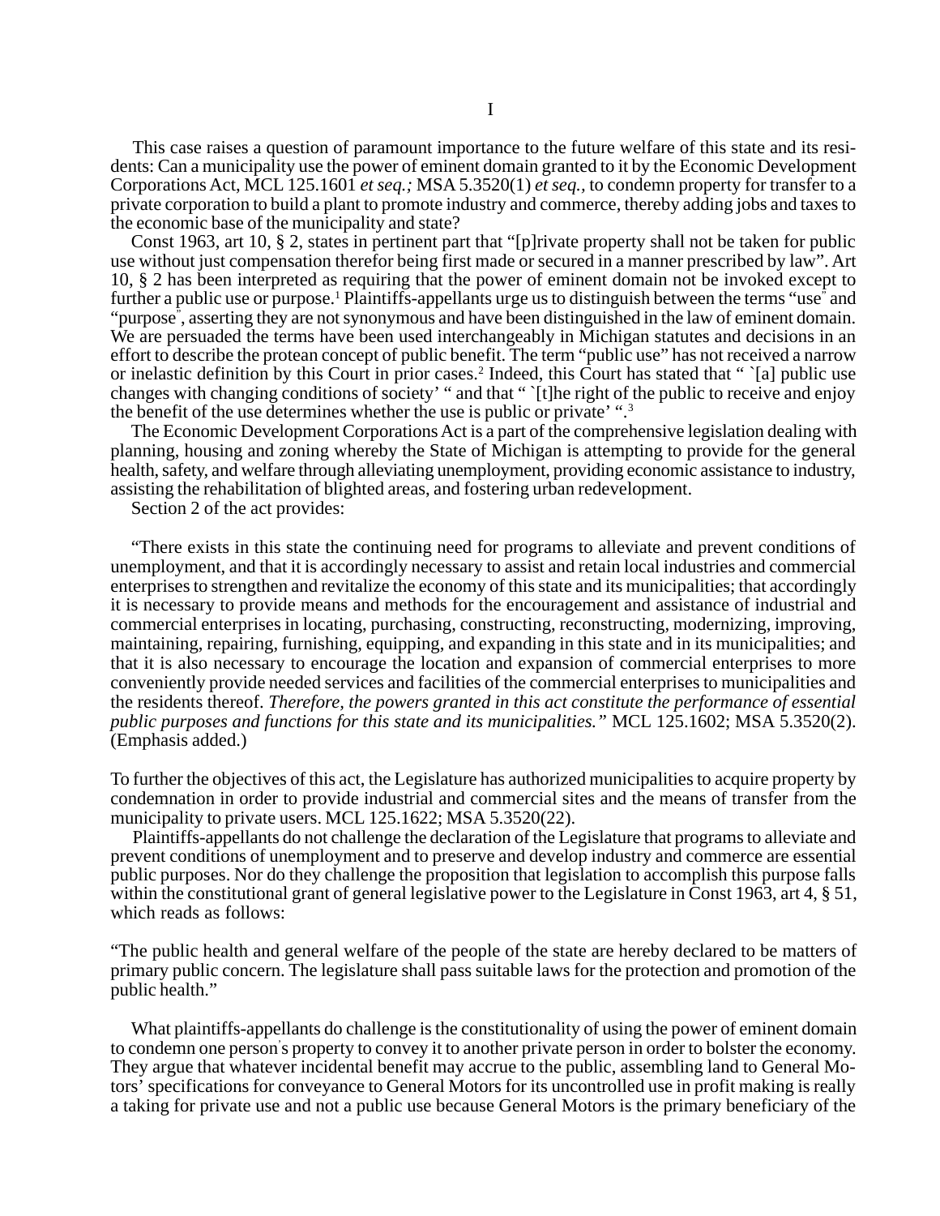# I

This case raises a question of paramount importance to the future welfare of this state and its residents: Can a municipality use the power of eminent domain granted to it by the Economic Development Corporations Act, MCL 125.1601 *et seq.;* MSA 5.3520(1) *et seq.,* to condemn property for transfer to a private corporation to build a plant to promote industry and commerce, thereby adding jobs and taxes to the economic base of the municipality and state?

Const 1963, art 10, § 2, states in pertinent part that "[p]rivate property shall not be taken for public use without just compensation therefor being first made or secured in a manner prescribed by law". Art 10, § 2 has been interpreted as requiring that the power of eminent domain not be invoked except to further a public use or purpose.[1] Plaintiffs-appellants urge us to distinguish between the terms "use" and "purpose", asserting they are not synonymous and have been distinguished in the law of eminent domain. We are persuaded the terms have been used interchangeably in Michigan statutes and decisions in an effort to describe the protean concept of public benefit. The term "public use" has not received a narrow or inelastic definition by this Court in prior cases.[2] Indeed, this Court has stated that " `[a] public use changes with changing conditions of society' " and that " `[t]he right of the public to receive and enjoy the benefit of the use determines whether the use is public or private' ".[3]

The Economic Development Corporations Act is a part of the comprehensive legislation dealing with planning, housing and zoning whereby the State of Michigan is attempting to provide for the general health, safety, and welfare through alleviating unemployment, providing economic assistance to industry, assisting the rehabilitation of blighted areas, and fostering urban redevelopment.

Section 2 of the act provides:

"There exists in this state the continuing need for programs to alleviate and prevent conditions of unemployment, and that it is accordingly necessary to assist and retain local industries and commercial enterprises to strengthen and revitalize the economy of this state and its municipalities; that accordingly it is necessary to provide means and methods for the encouragement and assistance of industrial and commercial enterprises in locating, purchasing, constructing, reconstructing, modernizing, improving, maintaining, repairing, furnishing, equipping, and expanding in this state and in its municipalities; and that it is also necessary to encourage the location and expansion of commercial enterprises to more conveniently provide needed services and facilities of the commercial enterprises to municipalities and the residents thereof. *Therefore, the powers granted in this act constitute the performance of essential public purposes and functions for this state and its municipalities."* MCL 125.1602; MSA 5.3520(2). (Emphasis added.)

To further the objectives of this act, the Legislature has authorized municipalities to acquire property by condemnation in order to provide industrial and commercial sites and the means of transfer from the municipality to private users. MCL 125.1622; MSA 5.3520(22).

Plaintiffs-appellants do not challenge the declaration of the Legislature that programs to alleviate and prevent conditions of unemployment and to preserve and develop industry and commerce are essential public purposes. Nor do they challenge the proposition that legislation to accomplish this purpose falls within the constitutional grant of general legislative power to the Legislature in Const 1963, art 4, § 51, which reads as follows:

"The public health and general welfare of the people of the state are hereby declared to be matters of primary public concern. The legislature shall pass suitable laws for the protection and promotion of the public health."

What plaintiffs-appellants do challenge is the constitutionality of using the power of eminent domain to condemn one person's property to convey it to another private person in order to bolster the economy. They argue that whatever incidental benefit may accrue to the public, assembling land to General Motors' specifications for conveyance to General Motors for its uncontrolled use in profit making is really a taking for private use and not a public use because General Motors is the primary beneficiary of the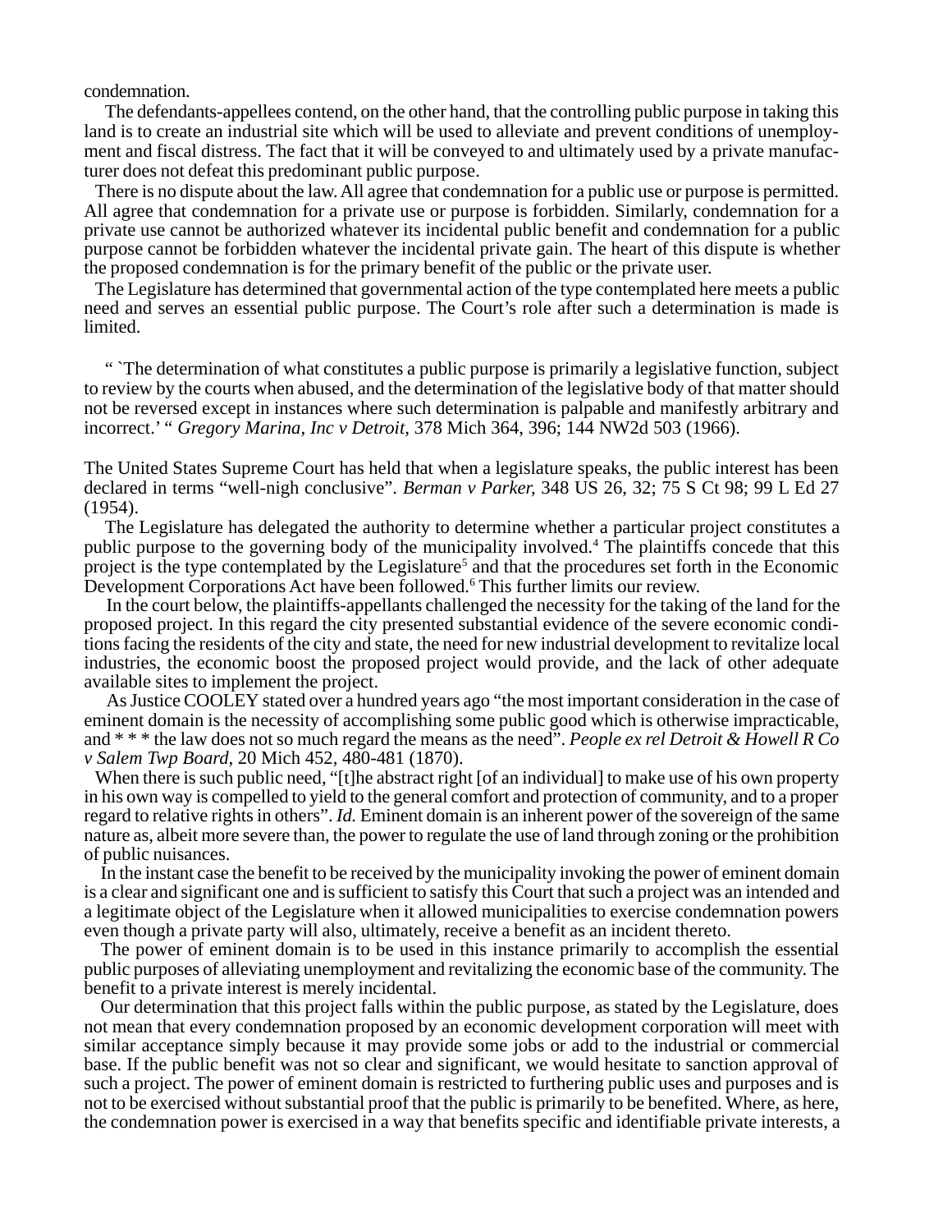condemnation.

The defendants-appellees contend, on the other hand, that the controlling public purpose in taking this land is to create an industrial site which will be used to alleviate and prevent conditions of unemployment and fiscal distress. The fact that it will be conveyed to and ultimately used by a private manufacturer does not defeat this predominant public purpose.

There is no dispute about the law. All agree that condemnation for a public use or purpose is permitted. All agree that condemnation for a private use or purpose is forbidden. Similarly, condemnation for a private use cannot be authorized whatever its incidental public benefit and condemnation for a public purpose cannot be forbidden whatever the incidental private gain. The heart of this dispute is whether the proposed condemnation is for the primary benefit of the public or the private user.

The Legislature has determined that governmental action of the type contemplated here meets a public need and serves an essential public purpose. The Court's role after such a determination is made is limited.

> " `The determination of what constitutes a public purpose is primarily a legislative function, subject to review by the courts when abused, and the determination of the legislative body of that matter should not be reversed except in instances where such determination is palpable and manifestly arbitrary and incorrect.' " *Gregory Marina, Inc v Detroit,* 378 Mich 364, 396; 144 NW2d 503 (1966).

The United States Supreme Court has held that when a legislature speaks, the public interest has been declared in terms "well-nigh conclusive". *Berman v Parker,* 348 US 26, 32; 75 S Ct 98; 99 L Ed 27 (1954).

The Legislature has delegated the authority to determine whether a particular project constitutes a public purpose to the governing body of the municipality involved.[4] The plaintiffs concede that this project is the type contemplated by the Legislature[5] and that the procedures set forth in the Economic Development Corporations Act have been followed.[6] This further limits our review.

In the court below, the plaintiffs-appellants challenged the necessity for the taking of the land for the proposed project. In this regard the city presented substantial evidence of the severe economic conditions facing the residents of the city and state, the need for new industrial development to revitalize local industries, the economic boost the proposed project would provide, and the lack of other adequate available sites to implement the project.

As Justice COOLEY stated over a hundred years ago "the most important consideration in the case of eminent domain is the necessity of accomplishing some public good which is otherwise impracticable, and * * * the law does not so much regard the means as the need". *People ex rel Detroit & Howell R Co v Salem Twp Board,* 20 Mich 452, 480-481 (1870).

When there is such public need, "[t]he abstract right [of an individual] to make use of his own property in his own way is compelled to yield to the general comfort and protection of community, and to a proper regard to relative rights in others". *Id.* Eminent domain is an inherent power of the sovereign of the same nature as, albeit more severe than, the power to regulate the use of land through zoning or the prohibition of public nuisances.

In the instant case the benefit to be received by the municipality invoking the power of eminent domain is a clear and significant one and is sufficient to satisfy this Court that such a project was an intended and a legitimate object of the Legislature when it allowed municipalities to exercise condemnation powers even though a private party will also, ultimately, receive a benefit as an incident thereto.

The power of eminent domain is to be used in this instance primarily to accomplish the essential public purposes of alleviating unemployment and revitalizing the economic base of the community. The benefit to a private interest is merely incidental.

Our determination that this project falls within the public purpose, as stated by the Legislature, does not mean that every condemnation proposed by an economic development corporation will meet with similar acceptance simply because it may provide some jobs or add to the industrial or commercial base. If the public benefit was not so clear and significant, we would hesitate to sanction approval of such a project. The power of eminent domain is restricted to furthering public uses and purposes and is not to be exercised without substantial proof that the public is primarily to be benefited. Where, as here, the condemnation power is exercised in a way that benefits specific and identifiable private interests, a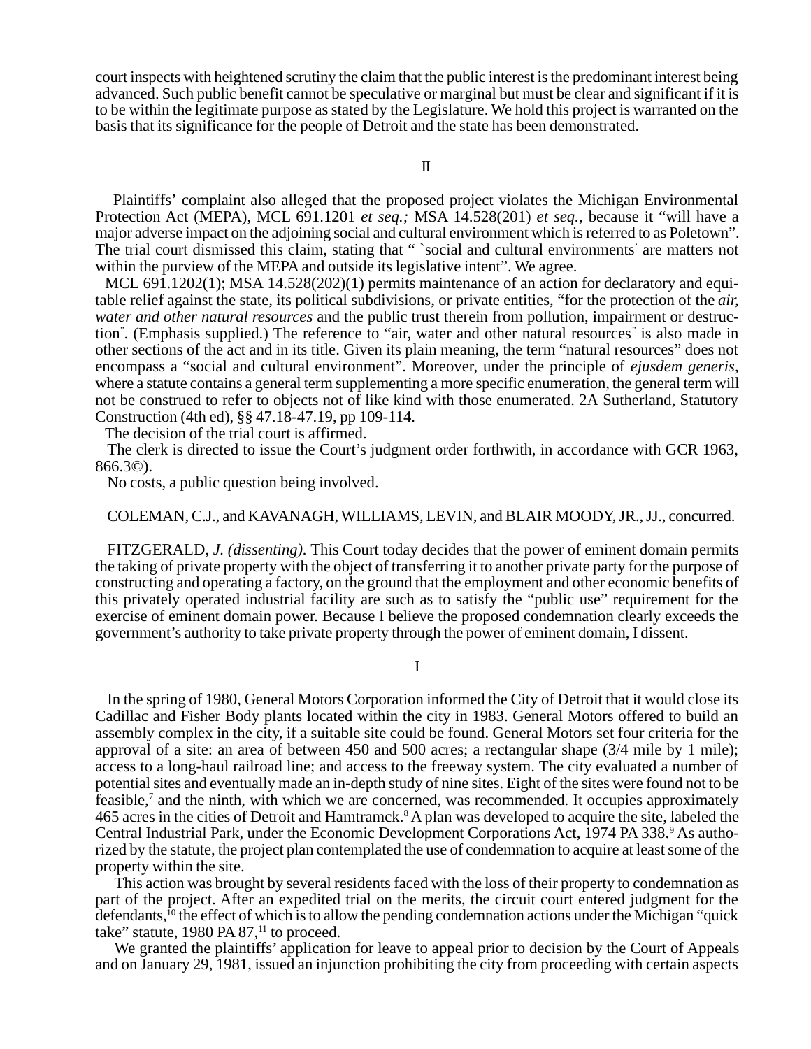court inspects with heightened scrutiny the claim that the public interest is the predominant interest being advanced. Such public benefit cannot be speculative or marginal but must be clear and significant if it is to be within the legitimate purpose as stated by the Legislature. We hold this project is warranted on the basis that its significance for the people of Detroit and the state has been demonstrated.

II

Plaintiffs' complaint also alleged that the proposed project violates the Michigan Environmental Protection Act (MEPA), MCL 691.1201 *et seq.;* MSA 14.528(201) *et seq.*, because it "will have a major adverse impact on the adjoining social and cultural environment which is referred to as Poletown". The trial court dismissed this claim, stating that " `social and cultural environments' are matters not within the purview of the MEPA and outside its legislative intent". We agree.

MCL 691.1202(1); MSA 14.528(202)(1) permits maintenance of an action for declaratory and equitable relief against the state, its political subdivisions, or private entities, "for the protection of the *air, water and other natural resources* and the public trust therein from pollution, impairment or destruction". (Emphasis supplied.) The reference to "air, water and other natural resources" is also made in other sections of the act and in its title. Given its plain meaning, the term "natural resources" does not encompass a "social and cultural environment". Moreover, under the principle of *ejusdem generis*, where a statute contains a general term supplementing a more specific enumeration, the general term will not be construed to refer to objects not of like kind with those enumerated. 2A Sutherland, Statutory Construction (4th ed), §§ 47.18-47.19, pp 109-114.

The decision of the trial court is affirmed.

The clerk is directed to issue the Court's judgment order forthwith, in accordance with GCR 1963, 866.3©).

No costs, a public question being involved.

COLEMAN, C.J., and KAVANAGH, WILLIAMS, LEVIN, and BLAIR MOODY, JR., JJ., concurred.

FITZGERALD, *J. (dissenting).* This Court today decides that the power of eminent domain permits the taking of private property with the object of transferring it to another private party for the purpose of constructing and operating a factory, on the ground that the employment and other economic benefits of this privately operated industrial facility are such as to satisfy the "public use" requirement for the exercise of eminent domain power. Because I believe the proposed condemnation clearly exceeds the government's authority to take private property through the power of eminent domain, I dissent.

I

In the spring of 1980, General Motors Corporation informed the City of Detroit that it would close its Cadillac and Fisher Body plants located within the city in 1983. General Motors offered to build an assembly complex in the city, if a suitable site could be found. General Motors set four criteria for the approval of a site: an area of between 450 and 500 acres; a rectangular shape (3/4 mile by 1 mile); access to a long-haul railroad line; and access to the freeway system. The city evaluated a number of potential sites and eventually made an in-depth study of nine sites. Eight of the sites were found not to be feasible,[7] and the ninth, with which we are concerned, was recommended. It occupies approximately 465 acres in the cities of Detroit and Hamtramck.[8] A plan was developed to acquire the site, labeled the Central Industrial Park, under the Economic Development Corporations Act, 1974 PA 338.[9] As authorized by the statute, the project plan contemplated the use of condemnation to acquire at least some of the property within the site.

This action was brought by several residents faced with the loss of their property to condemnation as part of the project. After an expedited trial on the merits, the circuit court entered judgment for the defendants,[10] the effect of which is to allow the pending condemnation actions under the Michigan "quick take" statute, 1980 PA 87,[11] to proceed.

We granted the plaintiffs' application for leave to appeal prior to decision by the Court of Appeals and on January 29, 1981, issued an injunction prohibiting the city from proceeding with certain aspects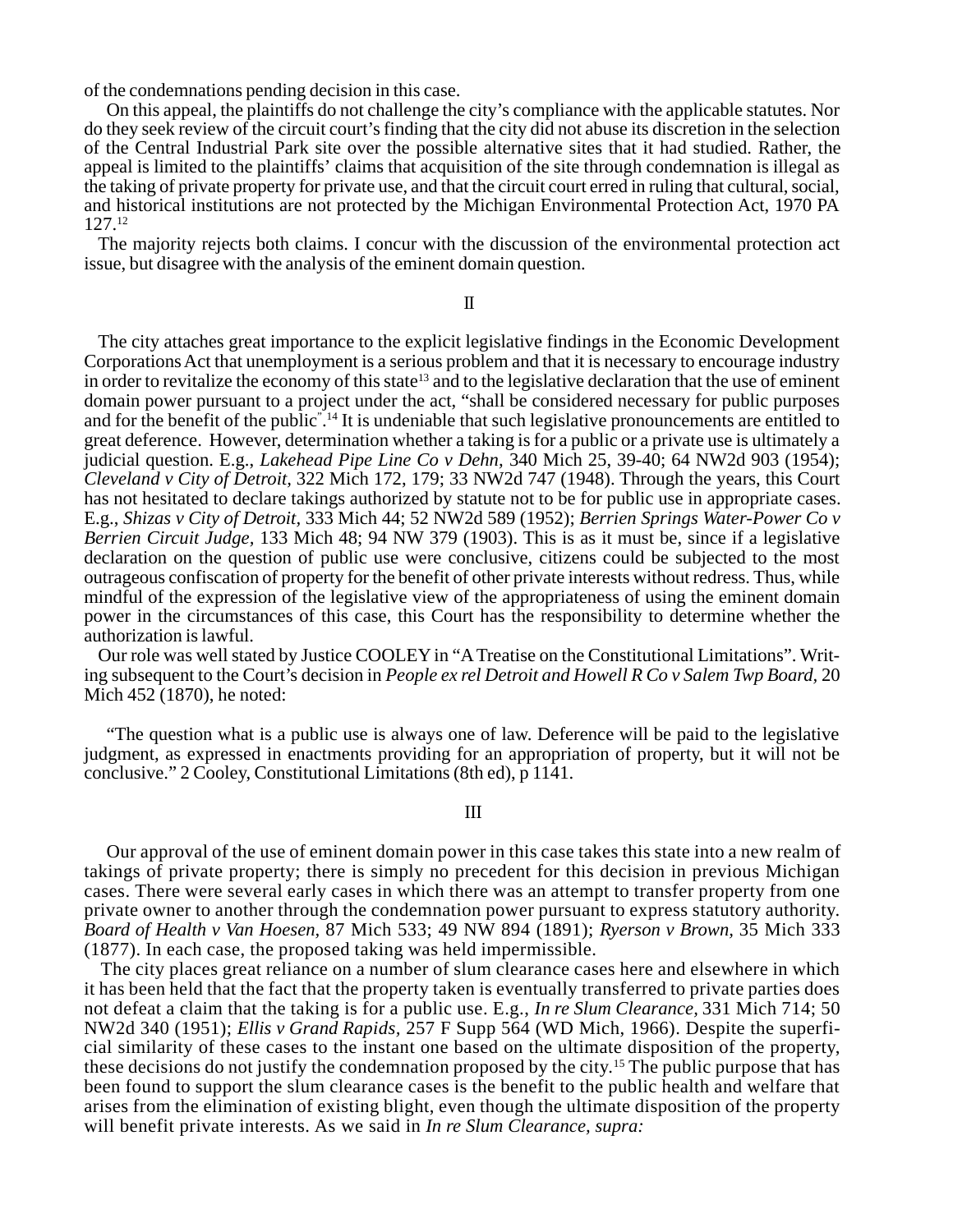of the condemnations pending decision in this case.

On this appeal, the plaintiffs do not challenge the city's compliance with the applicable statutes. Nor do they seek review of the circuit court's finding that the city did not abuse its discretion in the selection of the Central Industrial Park site over the possible alternative sites that it had studied. Rather, the appeal is limited to the plaintiffs' claims that acquisition of the site through condemnation is illegal as the taking of private property for private use, and that the circuit court erred in ruling that cultural, social, and historical institutions are not protected by the Michigan Environmental Protection Act, 1970 PA 127.[12]

The majority rejects both claims. I concur with the discussion of the environmental protection act issue, but disagree with the analysis of the eminent domain question.

II

The city attaches great importance to the explicit legislative findings in the Economic Development Corporations Act that unemployment is a serious problem and that it is necessary to encourage industry in order to revitalize the economy of this state[13] and to the legislative declaration that the use of eminent domain power pursuant to a project under the act, "shall be considered necessary for public purposes and for the benefit of the public".[14] It is undeniable that such legislative pronouncements are entitled to great deference. However, determination whether a taking is for a public or a private use is ultimately a judicial question. E.g., *Lakehead Pipe Line Co v Dehn,* 340 Mich 25, 39-40; 64 NW2d 903 (1954); *Cleveland v City of Detroit,* 322 Mich 172, 179; 33 NW2d 747 (1948). Through the years, this Court has not hesitated to declare takings authorized by statute not to be for public use in appropriate cases. E.g., *Shizas v City of Detroit,* 333 Mich 44; 52 NW2d 589 (1952); *Berrien Springs Water-Power Co v Berrien Circuit Judge,* 133 Mich 48; 94 NW 379 (1903). This is as it must be, since if a legislative declaration on the question of public use were conclusive, citizens could be subjected to the most outrageous confiscation of property for the benefit of other private interests without redress. Thus, while mindful of the expression of the legislative view of the appropriateness of using the eminent domain power in the circumstances of this case, this Court has the responsibility to determine whether the authorization is lawful.

Our role was well stated by Justice COOLEY in "A Treatise on the Constitutional Limitations". Writing subsequent to the Court's decision in *People ex rel Detroit and Howell R Co v Salem Twp Board,* 20 Mich 452 (1870), he noted:

> "The question what is a public use is always one of law. Deference will be paid to the legislative judgment, as expressed in enactments providing for an appropriation of property, but it will not be conclusive." 2 Cooley, Constitutional Limitations (8th ed), p 1141.

III

Our approval of the use of eminent domain power in this case takes this state into a new realm of takings of private property; there is simply no precedent for this decision in previous Michigan cases. There were several early cases in which there was an attempt to transfer property from one private owner to another through the condemnation power pursuant to express statutory authority. *Board of Health v Van Hoesen,* 87 Mich 533; 49 NW 894 (1891); *Ryerson v Brown,* 35 Mich 333 (1877). In each case, the proposed taking was held impermissible.

The city places great reliance on a number of slum clearance cases here and elsewhere in which it has been held that the fact that the property taken is eventually transferred to private parties does not defeat a claim that the taking is for a public use. E.g., *In re Slum Clearance,* 331 Mich 714; 50 NW2d 340 (1951); *Ellis v Grand Rapids,* 257 F Supp 564 (WD Mich, 1966). Despite the superficial similarity of these cases to the instant one based on the ultimate disposition of the property, these decisions do not justify the condemnation proposed by the city.[15] The public purpose that has been found to support the slum clearance cases is the benefit to the public health and welfare that arises from the elimination of existing blight, even though the ultimate disposition of the property will benefit private interests. As we said in *In re Slum Clearance, supra:*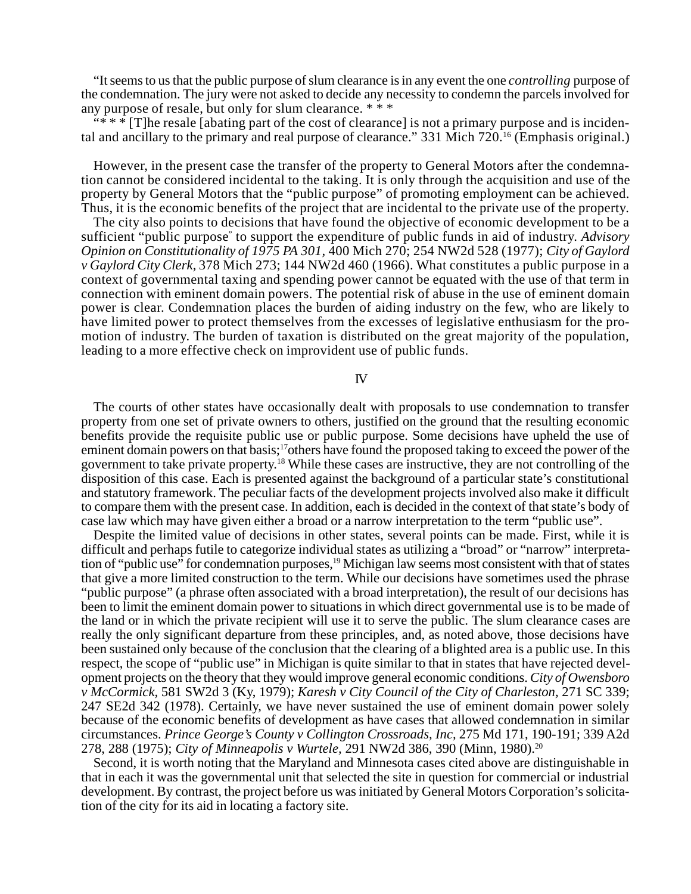"It seems to us that the public purpose of slum clearance is in any event the one *controlling* purpose of the condemnation. The jury were not asked to decide any necessity to condemn the parcels involved for any purpose of resale, but only for slum clearance. * * *

"* * * [T]he resale [abating part of the cost of clearance] is not a primary purpose and is incidental and ancillary to the primary and real purpose of clearance." 331 Mich 720.[16] (Emphasis original.)

However, in the present case the transfer of the property to General Motors after the condemnation cannot be considered incidental to the taking. It is only through the acquisition and use of the property by General Motors that the "public purpose" of promoting employment can be achieved. Thus, it is the economic benefits of the project that are incidental to the private use of the property.

The city also points to decisions that have found the objective of economic development to be a sufficient "public purpose" to support the expenditure of public funds in aid of industry. *Advisory Opinion on Constitutionality of 1975 PA 301,* 400 Mich 270; 254 NW2d 528 (1977); *City of Gaylord v Gaylord City Clerk,* 378 Mich 273; 144 NW2d 460 (1966). What constitutes a public purpose in a context of governmental taxing and spending power cannot be equated with the use of that term in connection with eminent domain powers. The potential risk of abuse in the use of eminent domain power is clear. Condemnation places the burden of aiding industry on the few, who are likely to have limited power to protect themselves from the excesses of legislative enthusiasm for the promotion of industry. The burden of taxation is distributed on the great majority of the population, leading to a more effective check on improvident use of public funds.

## IV

The courts of other states have occasionally dealt with proposals to use condemnation to transfer property from one set of private owners to others, justified on the ground that the resulting economic benefits provide the requisite public use or public purpose. Some decisions have upheld the use of eminent domain powers on that basis;[17] others have found the proposed taking to exceed the power of the government to take private property.[18] While these cases are instructive, they are not controlling of the disposition of this case. Each is presented against the background of a particular state's constitutional and statutory framework. The peculiar facts of the development projects involved also make it difficult to compare them with the present case. In addition, each is decided in the context of that state's body of case law which may have given either a broad or a narrow interpretation to the term "public use".

Despite the limited value of decisions in other states, several points can be made. First, while it is difficult and perhaps futile to categorize individual states as utilizing a "broad" or "narrow" interpretation of "public use" for condemnation purposes,[19] Michigan law seems most consistent with that of states that give a more limited construction to the term. While our decisions have sometimes used the phrase "public purpose" (a phrase often associated with a broad interpretation), the result of our decisions has been to limit the eminent domain power to situations in which direct governmental use is to be made of the land or in which the private recipient will use it to serve the public. The slum clearance cases are really the only significant departure from these principles, and, as noted above, those decisions have been sustained only because of the conclusion that the clearing of a blighted area is a public use. In this respect, the scope of "public use" in Michigan is quite similar to that in states that have rejected development projects on the theory that they would improve general economic conditions. *City of Owensboro v McCormick,* 581 SW2d 3 (Ky, 1979); *Karesh v City Council of the City of Charleston,* 271 SC 339; 247 SE2d 342 (1978). Certainly, we have never sustained the use of eminent domain power solely because of the economic benefits of development as have cases that allowed condemnation in similar circumstances. *Prince George's County v Collington Crossroads, Inc,* 275 Md 171, 190-191; 339 A2d 278, 288 (1975); *City of Minneapolis v Wurtele,* 291 NW2d 386, 390 (Minn, 1980).[20]

Second, it is worth noting that the Maryland and Minnesota cases cited above are distinguishable in that in each it was the governmental unit that selected the site in question for commercial or industrial development. By contrast, the project before us was initiated by General Motors Corporation's solicitation of the city for its aid in locating a factory site.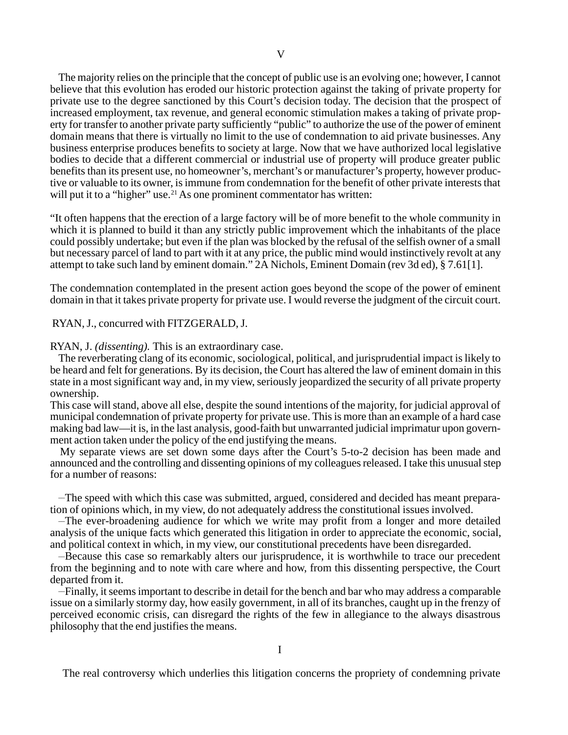V

The majority relies on the principle that the concept of public use is an evolving one; however, I cannot believe that this evolution has eroded our historic protection against the taking of private property for private use to the degree sanctioned by this Court's decision today. The decision that the prospect of increased employment, tax revenue, and general economic stimulation makes a taking of private property for transfer to another private party sufficiently "public" to authorize the use of the power of eminent domain means that there is virtually no limit to the use of condemnation to aid private businesses. Any business enterprise produces benefits to society at large. Now that we have authorized local legislative bodies to decide that a different commercial or industrial use of property will produce greater public benefits than its present use, no homeowner's, merchant's or manufacturer's property, however productive or valuable to its owner, is immune from condemnation for the benefit of other private interests that will put it to a "higher" use.[21] As one prominent commentator has written:

"It often happens that the erection of a large factory will be of more benefit to the whole community in which it is planned to build it than any strictly public improvement which the inhabitants of the place could possibly undertake; but even if the plan was blocked by the refusal of the selfish owner of a small but necessary parcel of land to part with it at any price, the public mind would instinctively revolt at any attempt to take such land by eminent domain." 2A Nichols, Eminent Domain (rev 3d ed), § 7.61[1].

The condemnation contemplated in the present action goes beyond the scope of the power of eminent domain in that it takes private property for private use. I would reverse the judgment of the circuit court.

RYAN, J., concurred with FITZGERALD, J.

RYAN, J. *(dissenting).* This is an extraordinary case.

The reverberating clang of its economic, sociological, political, and jurisprudential impact is likely to be heard and felt for generations. By its decision, the Court has altered the law of eminent domain in this state in a most significant way and, in my view, seriously jeopardized the security of all private property ownership.

This case will stand, above all else, despite the sound intentions of the majority, for judicial approval of municipal condemnation of private property for private use. This is more than an example of a hard case making bad law—it is, in the last analysis, good-faith but unwarranted judicial imprimatur upon government action taken under the policy of the end justifying the means.

My separate views are set down some days after the Court's 5-to-2 decision has been made and announced and the controlling and dissenting opinions of my colleagues released. I take this unusual step for a number of reasons:

–The speed with which this case was submitted, argued, considered and decided has meant preparation of opinions which, in my view, do not adequately address the constitutional issues involved.

–The ever-broadening audience for which we write may profit from a longer and more detailed analysis of the unique facts which generated this litigation in order to appreciate the economic, social, and political context in which, in my view, our constitutional precedents have been disregarded.

–Because this case so remarkably alters our jurisprudence, it is worthwhile to trace our precedent from the beginning and to note with care where and how, from this dissenting perspective, the Court departed from it.

–Finally, it seems important to describe in detail for the bench and bar who may address a comparable issue on a similarly stormy day, how easily government, in all of its branches, caught up in the frenzy of perceived economic crisis, can disregard the rights of the few in allegiance to the always disastrous philosophy that the end justifies the means.

I

The real controversy which underlies this litigation concerns the propriety of condemning private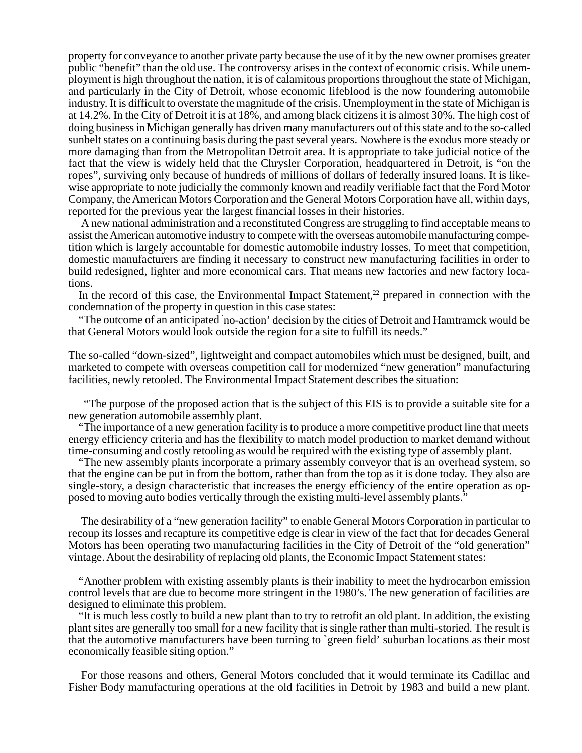property for conveyance to another private party because the use of it by the new owner promises greater public "benefit" than the old use. The controversy arises in the context of economic crisis. While unemployment is high throughout the nation, it is of calamitous proportions throughout the state of Michigan, and particularly in the City of Detroit, whose economic lifeblood is the now foundering automobile industry. It is difficult to overstate the magnitude of the crisis. Unemployment in the state of Michigan is at 14.2%. In the City of Detroit it is at 18%, and among black citizens it is almost 30%. The high cost of doing business in Michigan generally has driven many manufacturers out of this state and to the so-called sunbelt states on a continuing basis during the past several years. Nowhere is the exodus more steady or more damaging than from the Metropolitan Detroit area. It is appropriate to take judicial notice of the fact that the view is widely held that the Chrysler Corporation, headquartered in Detroit, is "on the ropes", surviving only because of hundreds of millions of dollars of federally insured loans. It is likewise appropriate to note judicially the commonly known and readily verifiable fact that the Ford Motor Company, the American Motors Corporation and the General Motors Corporation have all, within days, reported for the previous year the largest financial losses in their histories.

A new national administration and a reconstituted Congress are struggling to find acceptable means to assist the American automotive industry to compete with the overseas automobile manufacturing competition which is largely accountable for domestic automobile industry losses. To meet that competition, domestic manufacturers are finding it necessary to construct new manufacturing facilities in order to build redesigned, lighter and more economical cars. That means new factories and new factory locations.

In the record of this case, the Environmental Impact Statement,[22] prepared in connection with the condemnation of the property in question in this case states:

"The outcome of an anticipated `no-action' decision by the cities of Detroit and Hamtramck would be that General Motors would look outside the region for a site to fulfill its needs."

The so-called "down-sized", lightweight and compact automobiles which must be designed, built, and marketed to compete with overseas competition call for modernized "new generation" manufacturing facilities, newly retooled. The Environmental Impact Statement describes the situation:

> "The purpose of the proposed action that is the subject of this EIS is to provide a suitable site for a new generation automobile assembly plant.
>
> "The importance of a new generation facility is to produce a more competitive product line that meets energy efficiency criteria and has the flexibility to match model production to market demand without time-consuming and costly retooling as would be required with the existing type of assembly plant.
>
> "The new assembly plants incorporate a primary assembly conveyor that is an overhead system, so that the engine can be put in from the bottom, rather than from the top as it is done today. They also are single-story, a design characteristic that increases the energy efficiency of the entire operation as opposed to moving auto bodies vertically through the existing multi-level assembly plants."

The desirability of a "new generation facility" to enable General Motors Corporation in particular to recoup its losses and recapture its competitive edge is clear in view of the fact that for decades General Motors has been operating two manufacturing facilities in the City of Detroit of the "old generation" vintage. About the desirability of replacing old plants, the Economic Impact Statement states:

> "Another problem with existing assembly plants is their inability to meet the hydrocarbon emission control levels that are due to become more stringent in the 1980's. The new generation of facilities are designed to eliminate this problem.
>
> "It is much less costly to build a new plant than to try to retrofit an old plant. In addition, the existing plant sites are generally too small for a new facility that is single rather than multi-storied. The result is that the automotive manufacturers have been turning to `green field' suburban locations as their most economically feasible siting option."

For those reasons and others, General Motors concluded that it would terminate its Cadillac and Fisher Body manufacturing operations at the old facilities in Detroit by 1983 and build a new plant.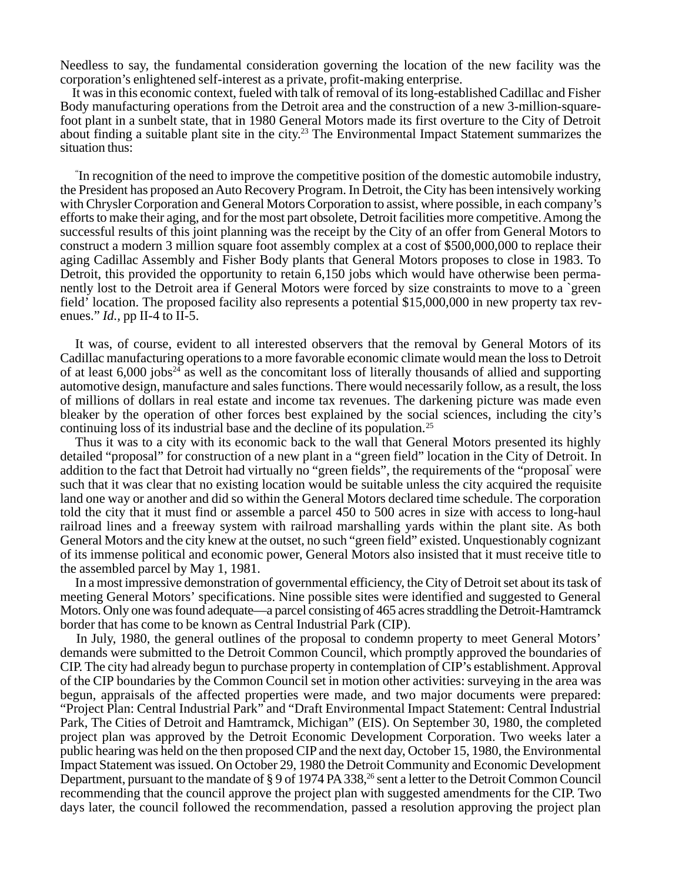Needless to say, the fundamental consideration governing the location of the new facility was the corporation's enlightened self-interest as a private, profit-making enterprise.

It was in this economic context, fueled with talk of removal of its long-established Cadillac and Fisher Body manufacturing operations from the Detroit area and the construction of a new 3-million-square-foot plant in a sunbelt state, that in 1980 General Motors made its first overture to the City of Detroit about finding a suitable plant site in the city.[23] The Environmental Impact Statement summarizes the situation thus:

"In recognition of the need to improve the competitive position of the domestic automobile industry, the President has proposed an Auto Recovery Program. In Detroit, the City has been intensively working with Chrysler Corporation and General Motors Corporation to assist, where possible, in each company's efforts to make their aging, and for the most part obsolete, Detroit facilities more competitive. Among the successful results of this joint planning was the receipt by the City of an offer from General Motors to construct a modern 3 million square foot assembly complex at a cost of $500,000,000 to replace their aging Cadillac Assembly and Fisher Body plants that General Motors proposes to close in 1983. To Detroit, this provided the opportunity to retain 6,150 jobs which would have otherwise been permanently lost to the Detroit area if General Motors were forced by size constraints to move to a `green field' location. The proposed facility also represents a potential $15,000,000 in new property tax revenues." *Id.*, pp II-4 to II-5.

It was, of course, evident to all interested observers that the removal by General Motors of its Cadillac manufacturing operations to a more favorable economic climate would mean the loss to Detroit of at least 6,000 jobs[24] as well as the concomitant loss of literally thousands of allied and supporting automotive design, manufacture and sales functions. There would necessarily follow, as a result, the loss of millions of dollars in real estate and income tax revenues. The darkening picture was made even bleaker by the operation of other forces best explained by the social sciences, including the city's continuing loss of its industrial base and the decline of its population.[25]

Thus it was to a city with its economic back to the wall that General Motors presented its highly detailed "proposal" for construction of a new plant in a "green field" location in the City of Detroit. In addition to the fact that Detroit had virtually no "green fields", the requirements of the "proposal" were such that it was clear that no existing location would be suitable unless the city acquired the requisite land one way or another and did so within the General Motors declared time schedule. The corporation told the city that it must find or assemble a parcel 450 to 500 acres in size with access to long-haul railroad lines and a freeway system with railroad marshalling yards within the plant site. As both General Motors and the city knew at the outset, no such "green field" existed. Unquestionably cognizant of its immense political and economic power, General Motors also insisted that it must receive title to the assembled parcel by May 1, 1981.

In a most impressive demonstration of governmental efficiency, the City of Detroit set about its task of meeting General Motors' specifications. Nine possible sites were identified and suggested to General Motors. Only one was found adequate—a parcel consisting of 465 acres straddling the Detroit-Hamtramck border that has come to be known as Central Industrial Park (CIP).

In July, 1980, the general outlines of the proposal to condemn property to meet General Motors' demands were submitted to the Detroit Common Council, which promptly approved the boundaries of CIP. The city had already begun to purchase property in contemplation of CIP's establishment. Approval of the CIP boundaries by the Common Council set in motion other activities: surveying in the area was begun, appraisals of the affected properties were made, and two major documents were prepared: "Project Plan: Central Industrial Park" and "Draft Environmental Impact Statement: Central Industrial Park, The Cities of Detroit and Hamtramck, Michigan" (EIS). On September 30, 1980, the completed project plan was approved by the Detroit Economic Development Corporation. Two weeks later a public hearing was held on the then proposed CIP and the next day, October 15, 1980, the Environmental Impact Statement was issued. On October 29, 1980 the Detroit Community and Economic Development Department, pursuant to the mandate of § 9 of 1974 PA 338,[26] sent a letter to the Detroit Common Council recommending that the council approve the project plan with suggested amendments for the CIP. Two days later, the council followed the recommendation, passed a resolution approving the project plan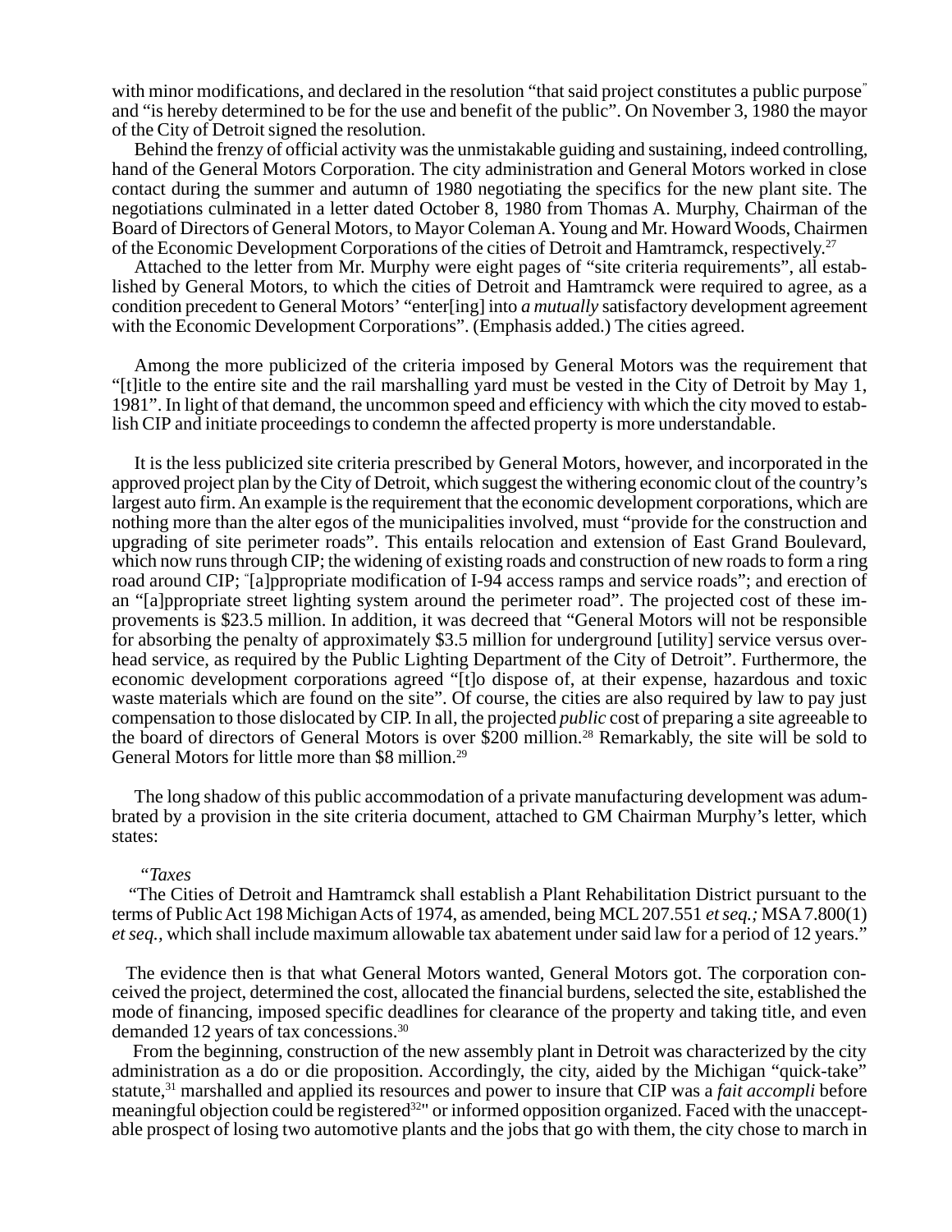with minor modifications, and declared in the resolution "that said project constitutes a public purpose" and "is hereby determined to be for the use and benefit of the public". On November 3, 1980 the mayor of the City of Detroit signed the resolution.

Behind the frenzy of official activity was the unmistakable guiding and sustaining, indeed controlling, hand of the General Motors Corporation. The city administration and General Motors worked in close contact during the summer and autumn of 1980 negotiating the specifics for the new plant site. The negotiations culminated in a letter dated October 8, 1980 from Thomas A. Murphy, Chairman of the Board of Directors of General Motors, to Mayor Coleman A. Young and Mr. Howard Woods, Chairmen of the Economic Development Corporations of the cities of Detroit and Hamtramck, respectively.[27]

Attached to the letter from Mr. Murphy were eight pages of "site criteria requirements", all established by General Motors, to which the cities of Detroit and Hamtramck were required to agree, as a condition precedent to General Motors' "enter[ing] into *a mutually* satisfactory development agreement with the Economic Development Corporations". (Emphasis added.) The cities agreed.

Among the more publicized of the criteria imposed by General Motors was the requirement that "[t]itle to the entire site and the rail marshalling yard must be vested in the City of Detroit by May 1, 1981". In light of that demand, the uncommon speed and efficiency with which the city moved to establish CIP and initiate proceedings to condemn the affected property is more understandable.

It is the less publicized site criteria prescribed by General Motors, however, and incorporated in the approved project plan by the City of Detroit, which suggest the withering economic clout of the country's largest auto firm. An example is the requirement that the economic development corporations, which are nothing more than the alter egos of the municipalities involved, must "provide for the construction and upgrading of site perimeter roads". This entails relocation and extension of East Grand Boulevard, which now runs through CIP; the widening of existing roads and construction of new roads to form a ring road around CIP; "[a]ppropriate modification of I-94 access ramps and service roads"; and erection of an "[a]ppropriate street lighting system around the perimeter road". The projected cost of these improvements is $23.5 million. In addition, it was decreed that "General Motors will not be responsible for absorbing the penalty of approximately $3.5 million for underground [utility] service versus overhead service, as required by the Public Lighting Department of the City of Detroit". Furthermore, the economic development corporations agreed "[t]o dispose of, at their expense, hazardous and toxic waste materials which are found on the site". Of course, the cities are also required by law to pay just compensation to those dislocated by CIP. In all, the projected *public* cost of preparing a site agreeable to the board of directors of General Motors is over $200 million.[28] Remarkably, the site will be sold to General Motors for little more than $8 million.[29]

The long shadow of this public accommodation of a private manufacturing development was adumbrated by a provision in the site criteria document, attached to GM Chairman Murphy's letter, which states:

"*Taxes*

"The Cities of Detroit and Hamtramck shall establish a Plant Rehabilitation District pursuant to the terms of Public Act 198 Michigan Acts of 1974, as amended, being MCL 207.551 *et seq.;* MSA 7.800(1) *et seq.,* which shall include maximum allowable tax abatement under said law for a period of 12 years."

The evidence then is that what General Motors wanted, General Motors got. The corporation conceived the project, determined the cost, allocated the financial burdens, selected the site, established the mode of financing, imposed specific deadlines for clearance of the property and taking title, and even demanded 12 years of tax concessions.[30]

From the beginning, construction of the new assembly plant in Detroit was characterized by the city administration as a do or die proposition. Accordingly, the city, aided by the Michigan "quick-take" statute,[31] marshalled and applied its resources and power to insure that CIP was a *fait accompli* before meaningful objection could be registered[32] or informed opposition organized. Faced with the unacceptable prospect of losing two automotive plants and the jobs that go with them, the city chose to march in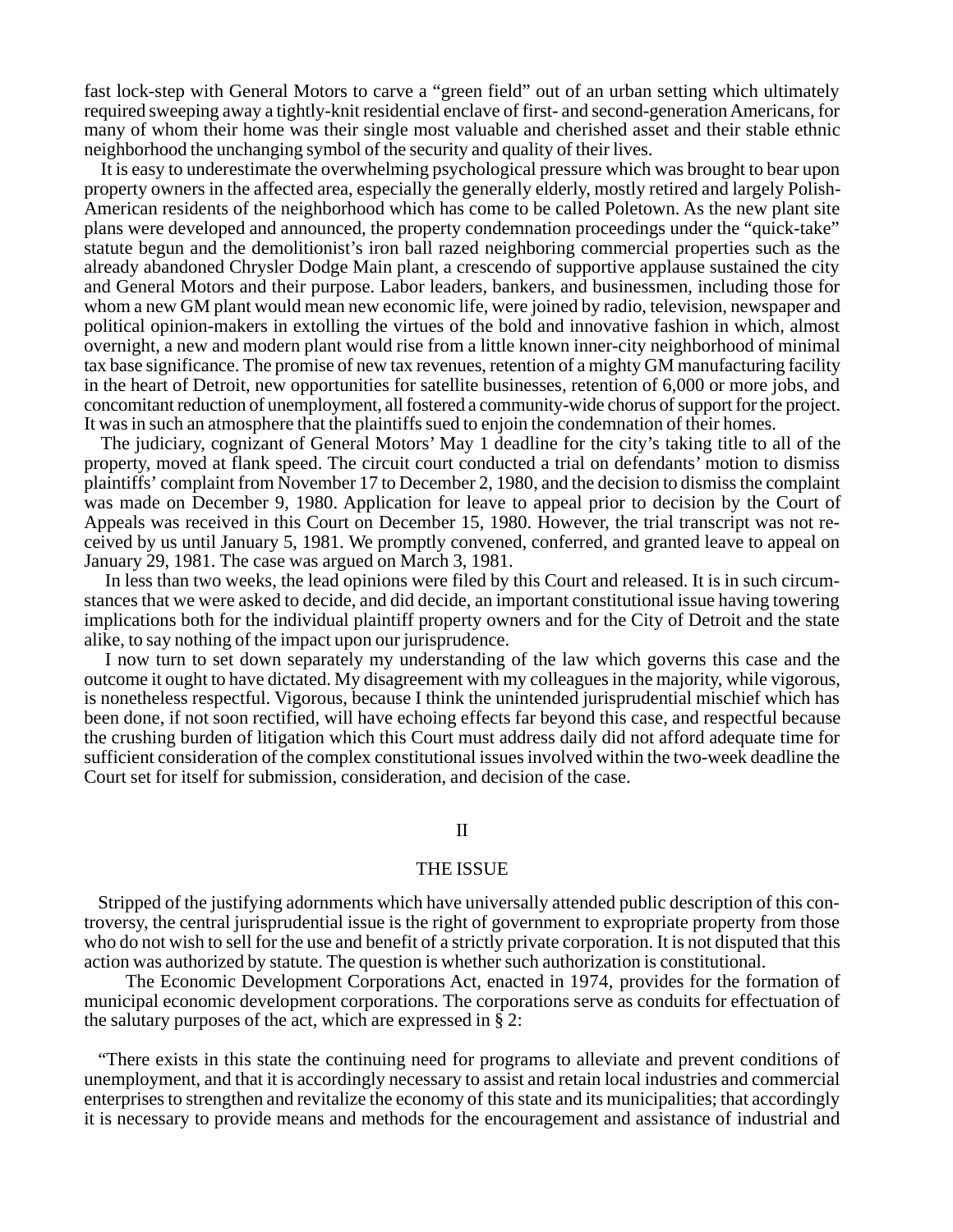fast lock-step with General Motors to carve a "green field" out of an urban setting which ultimately required sweeping away a tightly-knit residential enclave of first- and second-generation Americans, for many of whom their home was their single most valuable and cherished asset and their stable ethnic neighborhood the unchanging symbol of the security and quality of their lives.

It is easy to underestimate the overwhelming psychological pressure which was brought to bear upon property owners in the affected area, especially the generally elderly, mostly retired and largely Polish-American residents of the neighborhood which has come to be called Poletown. As the new plant site plans were developed and announced, the property condemnation proceedings under the "quick-take" statute begun and the demolitionist's iron ball razed neighboring commercial properties such as the already abandoned Chrysler Dodge Main plant, a crescendo of supportive applause sustained the city and General Motors and their purpose. Labor leaders, bankers, and businessmen, including those for whom a new GM plant would mean new economic life, were joined by radio, television, newspaper and political opinion-makers in extolling the virtues of the bold and innovative fashion in which, almost overnight, a new and modern plant would rise from a little known inner-city neighborhood of minimal tax base significance. The promise of new tax revenues, retention of a mighty GM manufacturing facility in the heart of Detroit, new opportunities for satellite businesses, retention of 6,000 or more jobs, and concomitant reduction of unemployment, all fostered a community-wide chorus of support for the project. It was in such an atmosphere that the plaintiffs sued to enjoin the condemnation of their homes.

The judiciary, cognizant of General Motors' May 1 deadline for the city's taking title to all of the property, moved at flank speed. The circuit court conducted a trial on defendants' motion to dismiss plaintiffs' complaint from November 17 to December 2, 1980, and the decision to dismiss the complaint was made on December 9, 1980. Application for leave to appeal prior to decision by the Court of Appeals was received in this Court on December 15, 1980. However, the trial transcript was not received by us until January 5, 1981. We promptly convened, conferred, and granted leave to appeal on January 29, 1981. The case was argued on March 3, 1981.

In less than two weeks, the lead opinions were filed by this Court and released. It is in such circumstances that we were asked to decide, and did decide, an important constitutional issue having towering implications both for the individual plaintiff property owners and for the City of Detroit and the state alike, to say nothing of the impact upon our jurisprudence.

I now turn to set down separately my understanding of the law which governs this case and the outcome it ought to have dictated. My disagreement with my colleagues in the majority, while vigorous, is nonetheless respectful. Vigorous, because I think the unintended jurisprudential mischief which has been done, if not soon rectified, will have echoing effects far beyond this case, and respectful because the crushing burden of litigation which this Court must address daily did not afford adequate time for sufficient consideration of the complex constitutional issues involved within the two-week deadline the Court set for itself for submission, consideration, and decision of the case.

## II

## THE ISSUE

Stripped of the justifying adornments which have universally attended public description of this controversy, the central jurisprudential issue is the right of government to expropriate property from those who do not wish to sell for the use and benefit of a strictly private corporation. It is not disputed that this action was authorized by statute. The question is whether such authorization is constitutional.

The Economic Development Corporations Act, enacted in 1974, provides for the formation of municipal economic development corporations. The corporations serve as conduits for effectuation of the salutary purposes of the act, which are expressed in § 2:

"There exists in this state the continuing need for programs to alleviate and prevent conditions of unemployment, and that it is accordingly necessary to assist and retain local industries and commercial enterprises to strengthen and revitalize the economy of this state and its municipalities; that accordingly it is necessary to provide means and methods for the encouragement and assistance of industrial and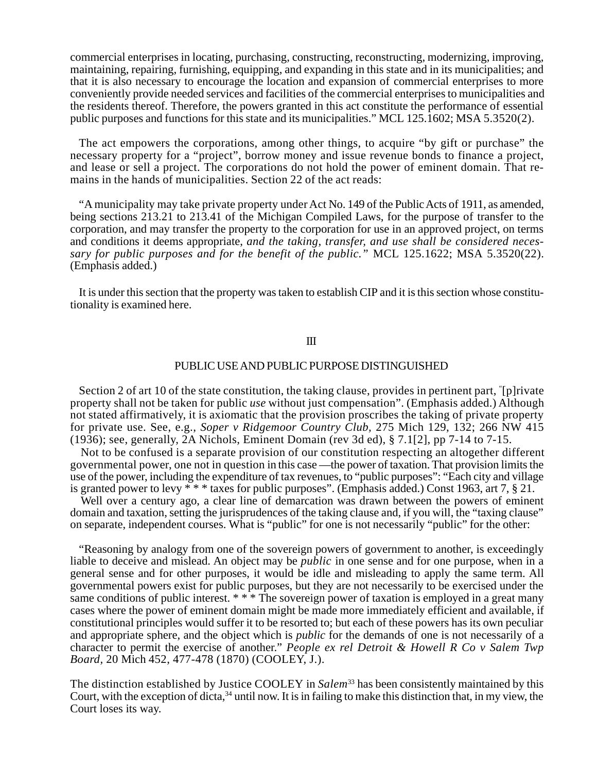commercial enterprises in locating, purchasing, constructing, reconstructing, modernizing, improving, maintaining, repairing, furnishing, equipping, and expanding in this state and in its municipalities; and that it is also necessary to encourage the location and expansion of commercial enterprises to more conveniently provide needed services and facilities of the commercial enterprises to municipalities and the residents thereof. Therefore, the powers granted in this act constitute the performance of essential public purposes and functions for this state and its municipalities." MCL 125.1602; MSA 5.3520(2).

The act empowers the corporations, among other things, to acquire "by gift or purchase" the necessary property for a "project", borrow money and issue revenue bonds to finance a project, and lease or sell a project. The corporations do not hold the power of eminent domain. That remains in the hands of municipalities. Section 22 of the act reads:

"A municipality may take private property under Act No. 149 of the Public Acts of 1911, as amended, being sections 213.21 to 213.41 of the Michigan Compiled Laws, for the purpose of transfer to the corporation, and may transfer the property to the corporation for use in an approved project, on terms and conditions it deems appropriate, *and the taking, transfer, and use shall be considered necessary for public purposes and for the benefit of the public."* MCL 125.1622; MSA 5.3520(22). (Emphasis added.)

It is under this section that the property was taken to establish CIP and it is this section whose constitutionality is examined here.

## III

## PUBLIC USE AND PUBLIC PURPOSE DISTINGUISHED

Section 2 of art 10 of the state constitution, the taking clause, provides in pertinent part, "[p]rivate property shall not be taken for public *use* without just compensation". (Emphasis added.) Although not stated affirmatively, it is axiomatic that the provision proscribes the taking of private property for private use. See, e.g., *Soper v Ridgemoor Country Club,* 275 Mich 129, 132; 266 NW 415 (1936); see, generally, 2A Nichols, Eminent Domain (rev 3d ed), § 7.1[2], pp 7-14 to 7-15.

Not to be confused is a separate provision of our constitution respecting an altogether different governmental power, one not in question in this case —the power of taxation. That provision limits the use of the power, including the expenditure of tax revenues, to "public purposes": "Each city and village is granted power to levy * * * taxes for public purposes". (Emphasis added.) Const 1963, art 7, § 21.

Well over a century ago, a clear line of demarcation was drawn between the powers of eminent domain and taxation, setting the jurisprudences of the taking clause and, if you will, the "taxing clause" on separate, independent courses. What is "public" for one is not necessarily "public" for the other:

"Reasoning by analogy from one of the sovereign powers of government to another, is exceedingly liable to deceive and mislead. An object may be *public* in one sense and for one purpose, when in a general sense and for other purposes, it would be idle and misleading to apply the same term. All governmental powers exist for public purposes, but they are not necessarily to be exercised under the same conditions of public interest. * * * The sovereign power of taxation is employed in a great many cases where the power of eminent domain might be made more immediately efficient and available, if constitutional principles would suffer it to be resorted to; but each of these powers has its own peculiar and appropriate sphere, and the object which is *public* for the demands of one is not necessarily of a character to permit the exercise of another." *People ex rel Detroit & Howell R Co v Salem Twp Board,* 20 Mich 452, 477-478 (1870) (COOLEY, J.).

The distinction established by Justice COOLEY in *Salem*[33] has been consistently maintained by this Court, with the exception of dicta,[34] until now. It is in failing to make this distinction that, in my view, the Court loses its way.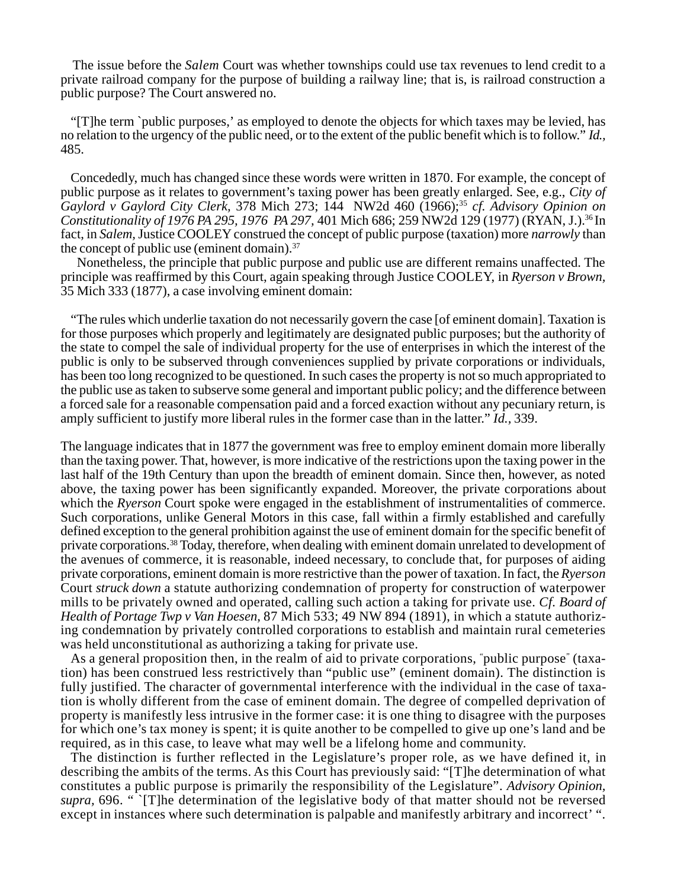The issue before the *Salem* Court was whether townships could use tax revenues to lend credit to a private railroad company for the purpose of building a railway line; that is, is railroad construction a public purpose? The Court answered no.

"[T]he term `public purposes,' as employed to denote the objects for which taxes may be levied, has no relation to the urgency of the public need, or to the extent of the public benefit which is to follow." *Id.,* 485.

Concededly, much has changed since these words were written in 1870. For example, the concept of public purpose as it relates to government's taxing power has been greatly enlarged. See, e.g., *City of Gaylord v Gaylord City Clerk,* 378 Mich 273; 144 NW2d 460 (1966);[35] *cf. Advisory Opinion on Constitutionality of 1976 PA 295, 1976 PA 297,* 401 Mich 686; 259 NW2d 129 (1977) (RYAN, J.).[36] In fact, in *Salem*, Justice COOLEY construed the concept of public purpose (taxation) more *narrowly* than the concept of public use (eminent domain).[37]

Nonetheless, the principle that public purpose and public use are different remains unaffected. The principle was reaffirmed by this Court, again speaking through Justice COOLEY, in *Ryerson v Brown,* 35 Mich 333 (1877), a case involving eminent domain:

"The rules which underlie taxation do not necessarily govern the case [of eminent domain]. Taxation is for those purposes which properly and legitimately are designated public purposes; but the authority of the state to compel the sale of individual property for the use of enterprises in which the interest of the public is only to be subserved through conveniences supplied by private corporations or individuals, has been too long recognized to be questioned. In such cases the property is not so much appropriated to the public use as taken to subserve some general and important public policy; and the difference between a forced sale for a reasonable compensation paid and a forced exaction without any pecuniary return, is amply sufficient to justify more liberal rules in the former case than in the latter." *Id.,* 339.

The language indicates that in 1877 the government was free to employ eminent domain more liberally than the taxing power. That, however, is more indicative of the restrictions upon the taxing power in the last half of the 19th Century than upon the breadth of eminent domain. Since then, however, as noted above, the taxing power has been significantly expanded. Moreover, the private corporations about which the *Ryerson* Court spoke were engaged in the establishment of instrumentalities of commerce. Such corporations, unlike General Motors in this case, fall within a firmly established and carefully defined exception to the general prohibition against the use of eminent domain for the specific benefit of private corporations.[38] Today, therefore, when dealing with eminent domain unrelated to development of the avenues of commerce, it is reasonable, indeed necessary, to conclude that, for purposes of aiding private corporations, eminent domain is more restrictive than the power of taxation. In fact, the *Ryerson* Court *struck down* a statute authorizing condemnation of property for construction of waterpower mills to be privately owned and operated, calling such action a taking for private use. *Cf. Board of Health of Portage Twp v Van Hoesen,* 87 Mich 533; 49 NW 894 (1891), in which a statute authorizing condemnation by privately controlled corporations to establish and maintain rural cemeteries was held unconstitutional as authorizing a taking for private use.

As a general proposition then, in the realm of aid to private corporations, "public purpose" (taxation) has been construed less restrictively than "public use" (eminent domain). The distinction is fully justified. The character of governmental interference with the individual in the case of taxation is wholly different from the case of eminent domain. The degree of compelled deprivation of property is manifestly less intrusive in the former case: it is one thing to disagree with the purposes for which one's tax money is spent; it is quite another to be compelled to give up one's land and be required, as in this case, to leave what may well be a lifelong home and community.

The distinction is further reflected in the Legislature's proper role, as we have defined it, in describing the ambits of the terms. As this Court has previously said: "[T]he determination of what constitutes a public purpose is primarily the responsibility of the Legislature". *Advisory Opinion, supra,* 696. " `[T]he determination of the legislative body of that matter should not be reversed except in instances where such determination is palpable and manifestly arbitrary and incorrect' ".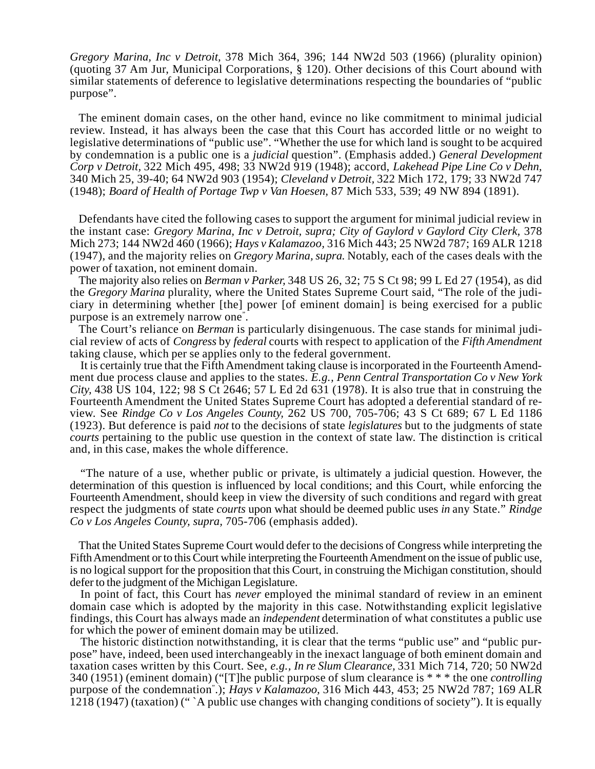*Gregory Marina, Inc v Detroit,* 378 Mich 364, 396; 144 NW2d 503 (1966) (plurality opinion) (quoting 37 Am Jur, Municipal Corporations, § 120). Other decisions of this Court abound with similar statements of deference to legislative determinations respecting the boundaries of "public purpose".

The eminent domain cases, on the other hand, evince no like commitment to minimal judicial review. Instead, it has always been the case that this Court has accorded little or no weight to legislative determinations of "public use". "Whether the use for which land is sought to be acquired by condemnation is a public one is a *judicial* question". (Emphasis added.) *General Development Corp v Detroit,* 322 Mich 495, 498; 33 NW2d 919 (1948); accord, *Lakehead Pipe Line Co v Dehn,* 340 Mich 25, 39-40; 64 NW2d 903 (1954); *Cleveland v Detroit,* 322 Mich 172, 179; 33 NW2d 747 (1948); *Board of Health of Portage Twp v Van Hoesen,* 87 Mich 533, 539; 49 NW 894 (1891).

Defendants have cited the following cases to support the argument for minimal judicial review in the instant case: *Gregory Marina, Inc v Detroit, supra; City of Gaylord v Gaylord City Clerk,* 378 Mich 273; 144 NW2d 460 (1966); *Hays v Kalamazoo,* 316 Mich 443; 25 NW2d 787; 169 ALR 1218 (1947), and the majority relies on *Gregory Marina, supra.* Notably, each of the cases deals with the power of taxation, not eminent domain.

The majority also relies on *Berman v Parker,* 348 US 26, 32; 75 S Ct 98; 99 L Ed 27 (1954), as did the *Gregory Marina* plurality, where the United States Supreme Court said, "The role of the judiciary in determining whether [the] power [of eminent domain] is being exercised for a public purpose is an extremely narrow one".

The Court's reliance on *Berman* is particularly disingenuous. The case stands for minimal judicial review of acts of *Congress* by *federal* courts with respect to application of the *Fifth Amendment* taking clause, which per se applies only to the federal government.

It is certainly true that the Fifth Amendment taking clause is incorporated in the Fourteenth Amendment due process clause and applies to the states. *E.g., Penn Central Transportation Co v New York City,* 438 US 104, 122; 98 S Ct 2646; 57 L Ed 2d 631 (1978). It is also true that in construing the Fourteenth Amendment the United States Supreme Court has adopted a deferential standard of review. See *Rindge Co v Los Angeles County,* 262 US 700, 705-706; 43 S Ct 689; 67 L Ed 1186 (1923). But deference is paid *not* to the decisions of state *legislatures* but to the judgments of state *courts* pertaining to the public use question in the context of state law. The distinction is critical and, in this case, makes the whole difference.

"The nature of a use, whether public or private, is ultimately a judicial question. However, the determination of this question is influenced by local conditions; and this Court, while enforcing the Fourteenth Amendment, should keep in view the diversity of such conditions and regard with great respect the judgments of state *courts* upon what should be deemed public uses *in* any State." *Rindge Co v Los Angeles County, supra,* 705-706 (emphasis added).

That the United States Supreme Court would defer to the decisions of Congress while interpreting the Fifth Amendment or to this Court while interpreting the Fourteenth Amendment on the issue of public use, is no logical support for the proposition that this Court, in construing the Michigan constitution, should defer to the judgment of the Michigan Legislature.

In point of fact, this Court has *never* employed the minimal standard of review in an eminent domain case which is adopted by the majority in this case. Notwithstanding explicit legislative findings, this Court has always made an *independent* determination of what constitutes a public use for which the power of eminent domain may be utilized.

The historic distinction notwithstanding, it is clear that the terms "public use" and "public purpose" have, indeed, been used interchangeably in the inexact language of both eminent domain and taxation cases written by this Court. See, *e.g., In re Slum Clearance,* 331 Mich 714, 720; 50 NW2d 340 (1951) (eminent domain) ("[T]he public purpose of slum clearance is * * * the one *controlling* purpose of the condemnation".); *Hays v Kalamazoo,* 316 Mich 443, 453; 25 NW2d 787; 169 ALR 1218 (1947) (taxation) ("`A public use changes with changing conditions of society"). It is equally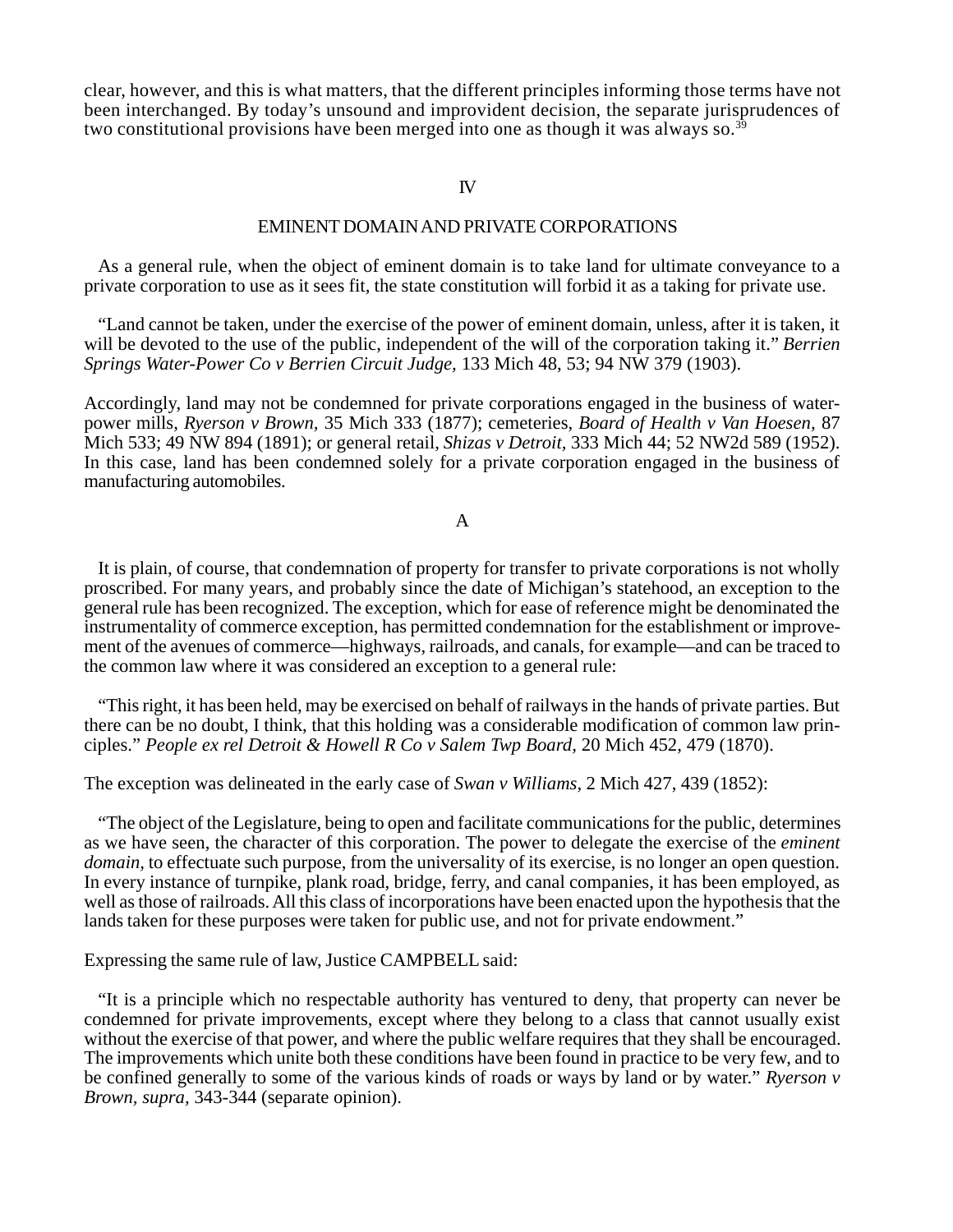clear, however, and this is what matters, that the different principles informing those terms have not been interchanged. By today's unsound and improvident decision, the separate jurisprudences of two constitutional provisions have been merged into one as though it was always so.[39]

## IV

## EMINENT DOMAIN AND PRIVATE CORPORATIONS

As a general rule, when the object of eminent domain is to take land for ultimate conveyance to a private corporation to use as it sees fit, the state constitution will forbid it as a taking for private use.

"Land cannot be taken, under the exercise of the power of eminent domain, unless, after it is taken, it will be devoted to the use of the public, independent of the will of the corporation taking it." *Berrien Springs Water-Power Co v Berrien Circuit Judge,* 133 Mich 48, 53; 94 NW 379 (1903).

Accordingly, land may not be condemned for private corporations engaged in the business of water-power mills, *Ryerson v Brown,* 35 Mich 333 (1877); cemeteries, *Board of Health v Van Hoesen,* 87 Mich 533; 49 NW 894 (1891); or general retail, *Shizas v Detroit,* 333 Mich 44; 52 NW2d 589 (1952). In this case, land has been condemned solely for a private corporation engaged in the business of manufacturing automobiles.

### A

It is plain, of course, that condemnation of property for transfer to private corporations is not wholly proscribed. For many years, and probably since the date of Michigan's statehood, an exception to the general rule has been recognized. The exception, which for ease of reference might be denominated the instrumentality of commerce exception, has permitted condemnation for the establishment or improvement of the avenues of commerce—highways, railroads, and canals, for example—and can be traced to the common law where it was considered an exception to a general rule:

"This right, it has been held, may be exercised on behalf of railways in the hands of private parties. But there can be no doubt, I think, that this holding was a considerable modification of common law principles." *People ex rel Detroit & Howell R Co v Salem Twp Board,* 20 Mich 452, 479 (1870).

The exception was delineated in the early case of *Swan v Williams,* 2 Mich 427, 439 (1852):

"The object of the Legislature, being to open and facilitate communications for the public, determines as we have seen, the character of this corporation. The power to delegate the exercise of the *eminent domain,* to effectuate such purpose, from the universality of its exercise, is no longer an open question. In every instance of turnpike, plank road, bridge, ferry, and canal companies, it has been employed, as well as those of railroads. All this class of incorporations have been enacted upon the hypothesis that the lands taken for these purposes were taken for public use, and not for private endowment."

Expressing the same rule of law, Justice CAMPBELL said:

"It is a principle which no respectable authority has ventured to deny, that property can never be condemned for private improvements, except where they belong to a class that cannot usually exist without the exercise of that power, and where the public welfare requires that they shall be encouraged. The improvements which unite both these conditions have been found in practice to be very few, and to be confined generally to some of the various kinds of roads or ways by land or by water." *Ryerson v Brown, supra,* 343-344 (separate opinion).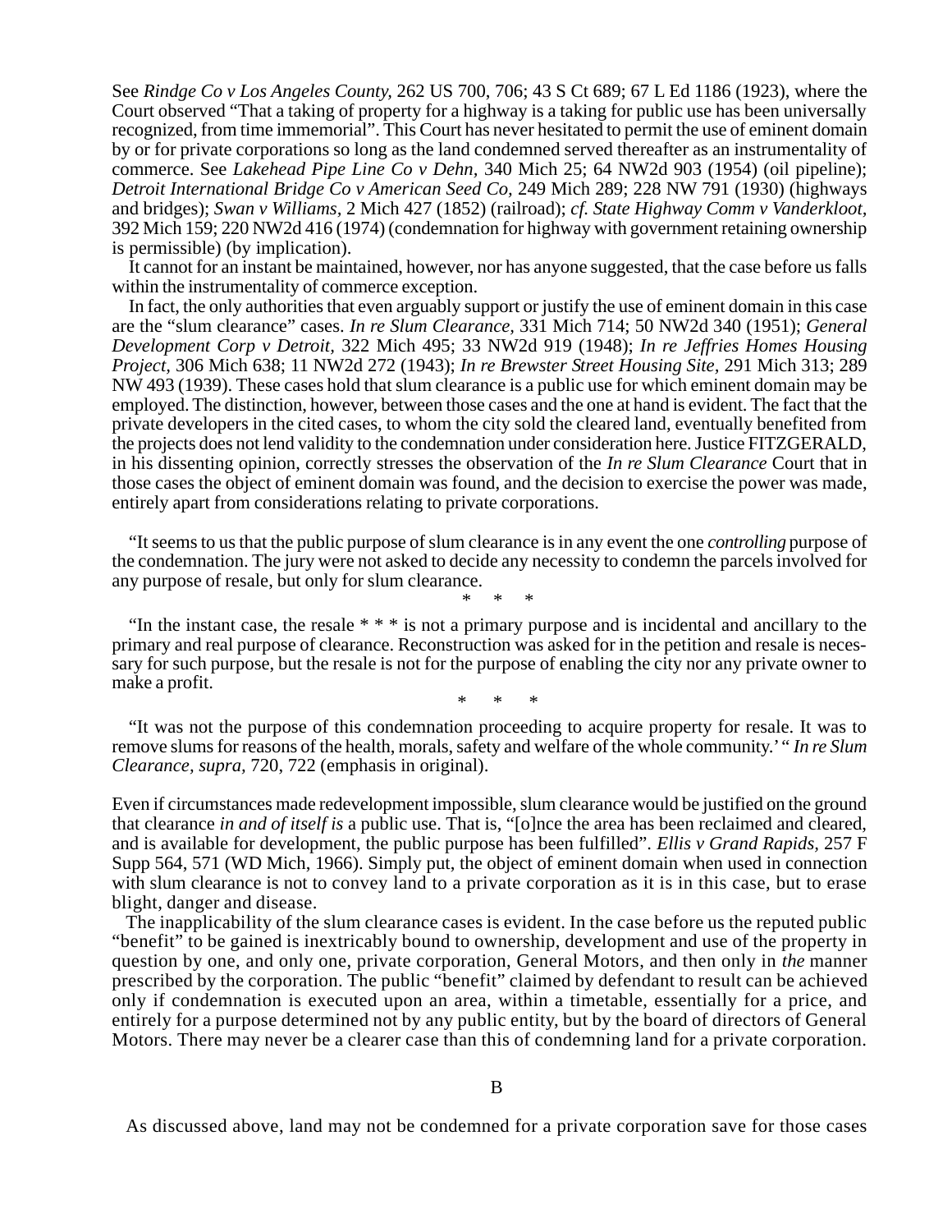See *Rindge Co v Los Angeles County,* 262 US 700, 706; 43 S Ct 689; 67 L Ed 1186 (1923), where the Court observed "That a taking of property for a highway is a taking for public use has been universally recognized, from time immemorial". This Court has never hesitated to permit the use of eminent domain by or for private corporations so long as the land condemned served thereafter as an instrumentality of commerce. See *Lakehead Pipe Line Co v Dehn,* 340 Mich 25; 64 NW2d 903 (1954) (oil pipeline); *Detroit International Bridge Co v American Seed Co,* 249 Mich 289; 228 NW 791 (1930) (highways and bridges); *Swan v Williams,* 2 Mich 427 (1852) (railroad); *cf. State Highway Comm v Vanderkloot,* 392 Mich 159; 220 NW2d 416 (1974) (condemnation for highway with government retaining ownership is permissible) (by implication).

It cannot for an instant be maintained, however, nor has anyone suggested, that the case before us falls within the instrumentality of commerce exception.

In fact, the only authorities that even arguably support or justify the use of eminent domain in this case are the "slum clearance" cases. *In re Slum Clearance,* 331 Mich 714; 50 NW2d 340 (1951); *General Development Corp v Detroit,* 322 Mich 495; 33 NW2d 919 (1948); *In re Jeffries Homes Housing Project,* 306 Mich 638; 11 NW2d 272 (1943); *In re Brewster Street Housing Site,* 291 Mich 313; 289 NW 493 (1939). These cases hold that slum clearance is a public use for which eminent domain may be employed. The distinction, however, between those cases and the one at hand is evident. The fact that the private developers in the cited cases, to whom the city sold the cleared land, eventually benefited from the projects does not lend validity to the condemnation under consideration here. Justice FITZGERALD, in his dissenting opinion, correctly stresses the observation of the *In re Slum Clearance* Court that in those cases the object of eminent domain was found, and the decision to exercise the power was made, entirely apart from considerations relating to private corporations.

> "It seems to us that the public purpose of slum clearance is in any event the one *controlling* purpose of the condemnation. The jury were not asked to decide any necessity to condemn the parcels involved for any purpose of resale, but only for slum clearance.
>
> \* \* \*
>
> "In the instant case, the resale \* \* \* is not a primary purpose and is incidental and ancillary to the primary and real purpose of clearance. Reconstruction was asked for in the petition and resale is necessary for such purpose, but the resale is not for the purpose of enabling the city nor any private owner to make a profit.
>
> \* \* \*
>
> "It was not the purpose of this condemnation proceeding to acquire property for resale. It was to remove slums for reasons of the health, morals, safety and welfare of the whole community.' " *In re Slum Clearance, supra,* 720, 722 (emphasis in original).

Even if circumstances made redevelopment impossible, slum clearance would be justified on the ground that clearance *in and of itself is* a public use. That is, "[o]nce the area has been reclaimed and cleared, and is available for development, the public purpose has been fulfilled". *Ellis v Grand Rapids,* 257 F Supp 564, 571 (WD Mich, 1966). Simply put, the object of eminent domain when used in connection with slum clearance is not to convey land to a private corporation as it is in this case, but to erase blight, danger and disease.

The inapplicability of the slum clearance cases is evident. In the case before us the reputed public "benefit" to be gained is inextricably bound to ownership, development and use of the property in question by one, and only one, private corporation, General Motors, and then only in *the* manner prescribed by the corporation. The public "benefit" claimed by defendant to result can be achieved only if condemnation is executed upon an area, within a timetable, essentially for a price, and entirely for a purpose determined not by any public entity, but by the board of directors of General Motors. There may never be a clearer case than this of condemning land for a private corporation.

## B

As discussed above, land may not be condemned for a private corporation save for those cases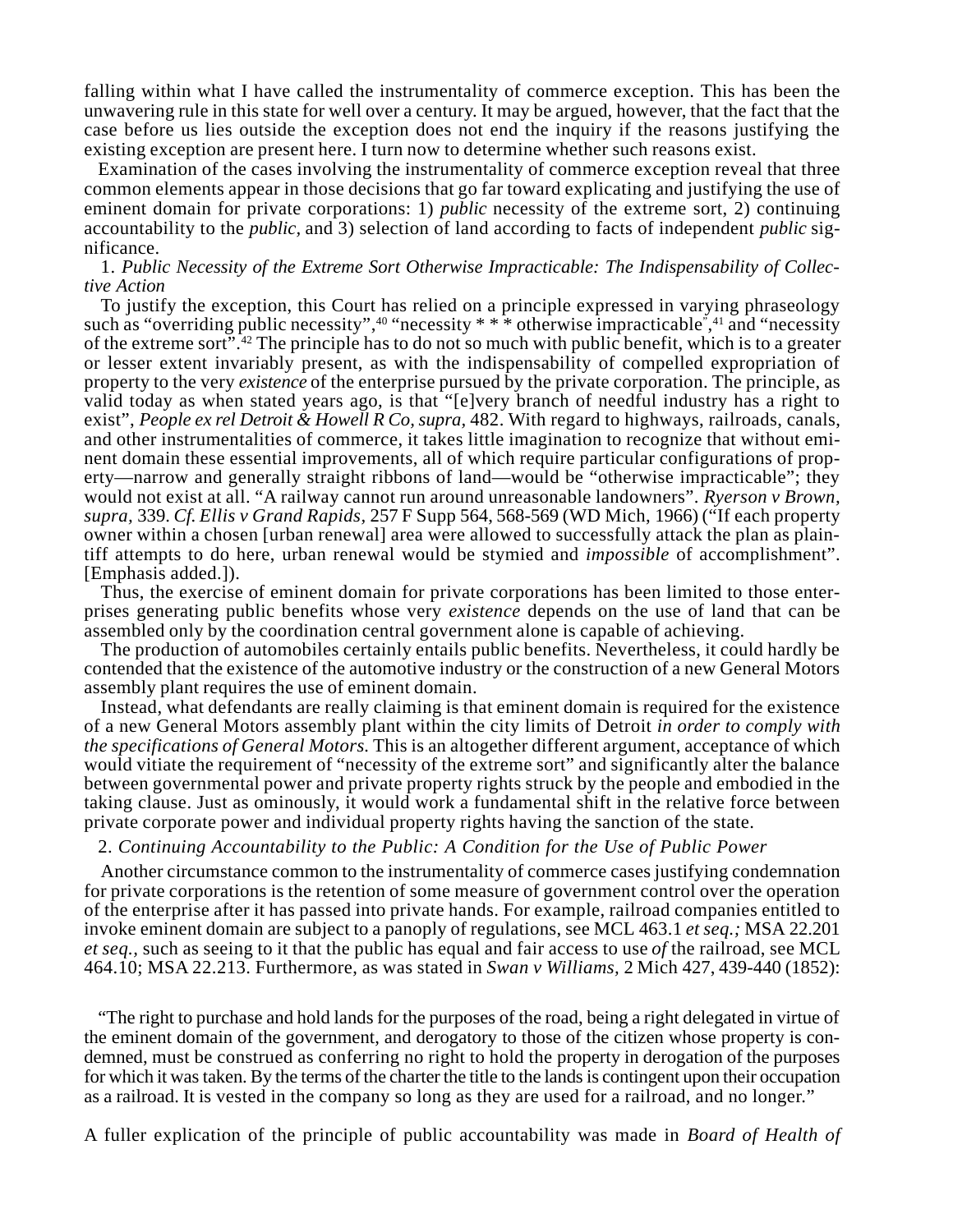falling within what I have called the instrumentality of commerce exception. This has been the unwavering rule in this state for well over a century. It may be argued, however, that the fact that the case before us lies outside the exception does not end the inquiry if the reasons justifying the existing exception are present here. I turn now to determine whether such reasons exist.

Examination of the cases involving the instrumentality of commerce exception reveal that three common elements appear in those decisions that go far toward explicating and justifying the use of eminent domain for private corporations: 1) *public* necessity of the extreme sort, 2) continuing accountability to the *public,* and 3) selection of land according to facts of independent *public* significance.

1. *Public Necessity of the Extreme Sort Otherwise Impracticable: The Indispensability of Collective Action*

To justify the exception, this Court has relied on a principle expressed in varying phraseology such as "overriding public necessity",[40] "necessity * * * otherwise impracticable",[41] and "necessity of the extreme sort".[42] The principle has to do not so much with public benefit, which is to a greater or lesser extent invariably present, as with the indispensability of compelled expropriation of property to the very *existence* of the enterprise pursued by the private corporation. The principle, as valid today as when stated years ago, is that "[e]very branch of needful industry has a right to exist", *People ex rel Detroit & Howell R Co, supra,* 482. With regard to highways, railroads, canals, and other instrumentalities of commerce, it takes little imagination to recognize that without eminent domain these essential improvements, all of which require particular configurations of property—narrow and generally straight ribbons of land—would be "otherwise impracticable"; they would not exist at all. "A railway cannot run around unreasonable landowners". *Ryerson v Brown, supra,* 339. *Cf. Ellis v Grand Rapids,* 257 F Supp 564, 568-569 (WD Mich, 1966) ("If each property owner within a chosen [urban renewal] area were allowed to successfully attack the plan as plaintiff attempts to do here, urban renewal would be stymied and *impossible* of accomplishment". [Emphasis added.]).

Thus, the exercise of eminent domain for private corporations has been limited to those enterprises generating public benefits whose very *existence* depends on the use of land that can be assembled only by the coordination central government alone is capable of achieving.

The production of automobiles certainly entails public benefits. Nevertheless, it could hardly be contended that the existence of the automotive industry or the construction of a new General Motors assembly plant requires the use of eminent domain.

Instead, what defendants are really claiming is that eminent domain is required for the existence of a new General Motors assembly plant within the city limits of Detroit *in order to comply with the specifications of General Motors.* This is an altogether different argument, acceptance of which would vitiate the requirement of "necessity of the extreme sort" and significantly alter the balance between governmental power and private property rights struck by the people and embodied in the taking clause. Just as ominously, it would work a fundamental shift in the relative force between private corporate power and individual property rights having the sanction of the state.

2. *Continuing Accountability to the Public: A Condition for the Use of Public Power*

Another circumstance common to the instrumentality of commerce cases justifying condemnation for private corporations is the retention of some measure of government control over the operation of the enterprise after it has passed into private hands. For example, railroad companies entitled to invoke eminent domain are subject to a panoply of regulations, see MCL 463.1 *et seq.;* MSA 22.201 *et seq.,* such as seeing to it that the public has equal and fair access to use *of* the railroad, see MCL 464.10; MSA 22.213. Furthermore, as was stated in *Swan v Williams,* 2 Mich 427, 439-440 (1852):

> "The right to purchase and hold lands for the purposes of the road, being a right delegated in virtue of the eminent domain of the government, and derogatory to those of the citizen whose property is condemned, must be construed as conferring no right to hold the property in derogation of the purposes for which it was taken. By the terms of the charter the title to the lands is contingent upon their occupation as a railroad. It is vested in the company so long as they are used for a railroad, and no longer."

A fuller explication of the principle of public accountability was made in *Board of Health of*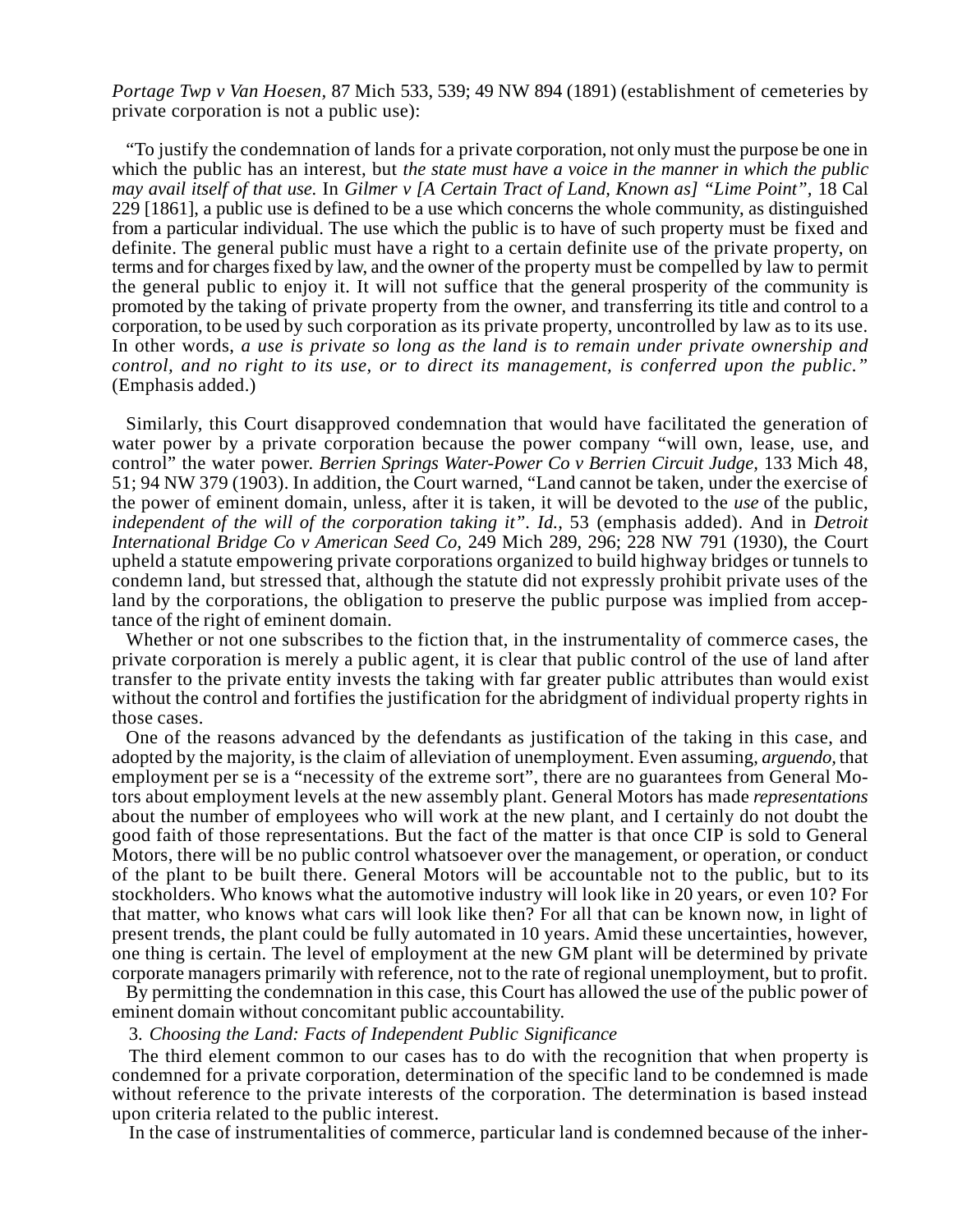*Portage Twp v Van Hoesen*, 87 Mich 533, 539; 49 NW 894 (1891) (establishment of cemeteries by private corporation is not a public use):

> "To justify the condemnation of lands for a private corporation, not only must the purpose be one in which the public has an interest, but *the state must have a voice in the manner in which the public may avail itself of that use.* In *Gilmer v [A Certain Tract of Land, Known as] "Lime Point"*, 18 Cal 229 [1861], a public use is defined to be a use which concerns the whole community, as distinguished from a particular individual. The use which the public is to have of such property must be fixed and definite. The general public must have a right to a certain definite use of the private property, on terms and for charges fixed by law, and the owner of the property must be compelled by law to permit the general public to enjoy it. It will not suffice that the general prosperity of the community is promoted by the taking of private property from the owner, and transferring its title and control to a corporation, to be used by such corporation as its private property, uncontrolled by law as to its use. In other words, *a use is private so long as the land is to remain under private ownership and control, and no right to its use, or to direct its management, is conferred upon the public."* (Emphasis added.)

Similarly, this Court disapproved condemnation that would have facilitated the generation of water power by a private corporation because the power company "will own, lease, use, and control" the water power. *Berrien Springs Water-Power Co v Berrien Circuit Judge*, 133 Mich 48, 51; 94 NW 379 (1903). In addition, the Court warned, "Land cannot be taken, under the exercise of the power of eminent domain, unless, after it is taken, it will be devoted to the *use* of the public, *independent of the will of the corporation taking it*". *Id.*, 53 (emphasis added). And in *Detroit International Bridge Co v American Seed Co*, 249 Mich 289, 296; 228 NW 791 (1930), the Court upheld a statute empowering private corporations organized to build highway bridges or tunnels to condemn land, but stressed that, although the statute did not expressly prohibit private uses of the land by the corporations, the obligation to preserve the public purpose was implied from acceptance of the right of eminent domain.

Whether or not one subscribes to the fiction that, in the instrumentality of commerce cases, the private corporation is merely a public agent, it is clear that public control of the use of land after transfer to the private entity invests the taking with far greater public attributes than would exist without the control and fortifies the justification for the abridgment of individual property rights in those cases.

One of the reasons advanced by the defendants as justification of the taking in this case, and adopted by the majority, is the claim of alleviation of unemployment. Even assuming, *arguendo*, that employment per se is a "necessity of the extreme sort", there are no guarantees from General Motors about employment levels at the new assembly plant. General Motors has made *representations* about the number of employees who will work at the new plant, and I certainly do not doubt the good faith of those representations. But the fact of the matter is that once CIP is sold to General Motors, there will be no public control whatsoever over the management, or operation, or conduct of the plant to be built there. General Motors will be accountable not to the public, but to its stockholders. Who knows what the automotive industry will look like in 20 years, or even 10? For that matter, who knows what cars will look like then? For all that can be known now, in light of present trends, the plant could be fully automated in 10 years. Amid these uncertainties, however, one thing is certain. The level of employment at the new GM plant will be determined by private corporate managers primarily with reference, not to the rate of regional unemployment, but to profit.

By permitting the condemnation in this case, this Court has allowed the use of the public power of eminent domain without concomitant public accountability.

3. *Choosing the Land: Facts of Independent Public Significance*

The third element common to our cases has to do with the recognition that when property is condemned for a private corporation, determination of the specific land to be condemned is made without reference to the private interests of the corporation. The determination is based instead upon criteria related to the public interest.

In the case of instrumentalities of commerce, particular land is condemned because of the inher-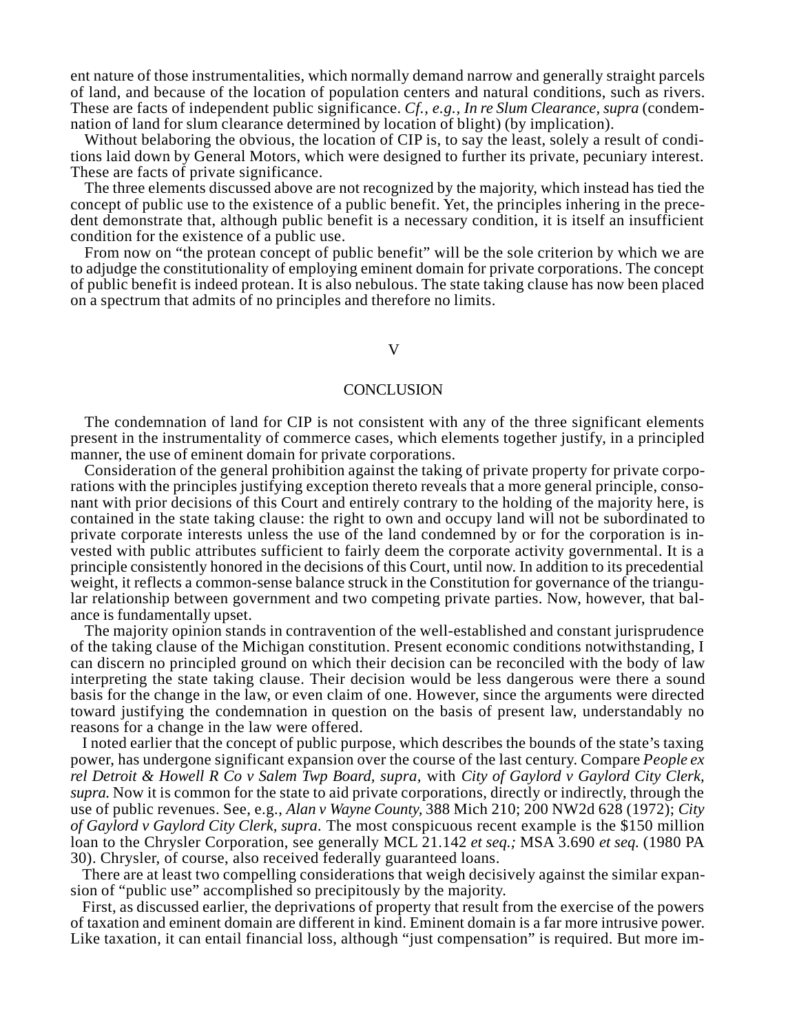ent nature of those instrumentalities, which normally demand narrow and generally straight parcels of land, and because of the location of population centers and natural conditions, such as rivers. These are facts of independent public significance. *Cf., e.g., In re Slum Clearance, supra* (condemnation of land for slum clearance determined by location of blight) (by implication).

Without belaboring the obvious, the location of CIP is, to say the least, solely a result of conditions laid down by General Motors, which were designed to further its private, pecuniary interest. These are facts of private significance.

The three elements discussed above are not recognized by the majority, which instead has tied the concept of public use to the existence of a public benefit. Yet, the principles inhering in the precedent demonstrate that, although public benefit is a necessary condition, it is itself an insufficient condition for the existence of a public use.

From now on "the protean concept of public benefit" will be the sole criterion by which we are to adjudge the constitutionality of employing eminent domain for private corporations. The concept of public benefit is indeed protean. It is also nebulous. The state taking clause has now been placed on a spectrum that admits of no principles and therefore no limits.

## V

## CONCLUSION

The condemnation of land for CIP is not consistent with any of the three significant elements present in the instrumentality of commerce cases, which elements together justify, in a principled manner, the use of eminent domain for private corporations.

Consideration of the general prohibition against the taking of private property for private corporations with the principles justifying exception thereto reveals that a more general principle, consonant with prior decisions of this Court and entirely contrary to the holding of the majority here, is contained in the state taking clause: the right to own and occupy land will not be subordinated to private corporate interests unless the use of the land condemned by or for the corporation is invested with public attributes sufficient to fairly deem the corporate activity governmental. It is a principle consistently honored in the decisions of this Court, until now. In addition to its precedential weight, it reflects a common-sense balance struck in the Constitution for governance of the triangular relationship between government and two competing private parties. Now, however, that balance is fundamentally upset.

The majority opinion stands in contravention of the well-established and constant jurisprudence of the taking clause of the Michigan constitution. Present economic conditions notwithstanding, I can discern no principled ground on which their decision can be reconciled with the body of law interpreting the state taking clause. Their decision would be less dangerous were there a sound basis for the change in the law, or even claim of one. However, since the arguments were directed toward justifying the condemnation in question on the basis of present law, understandably no reasons for a change in the law were offered.

I noted earlier that the concept of public purpose, which describes the bounds of the state's taxing power, has undergone significant expansion over the course of the last century. Compare *People ex rel Detroit & Howell R Co v Salem Twp Board, supra,* with *City of Gaylord v Gaylord City Clerk, supra.* Now it is common for the state to aid private corporations, directly or indirectly, through the use of public revenues. See, e.g., *Alan v Wayne County*, 388 Mich 210; 200 NW2d 628 (1972); *City of Gaylord v Gaylord City Clerk, supra.* The most conspicuous recent example is the $150 million loan to the Chrysler Corporation, see generally MCL 21.142 *et seq.;* MSA 3.690 *et seq.* (1980 PA 30). Chrysler, of course, also received federally guaranteed loans.

There are at least two compelling considerations that weigh decisively against the similar expansion of "public use" accomplished so precipitously by the majority.

First, as discussed earlier, the deprivations of property that result from the exercise of the powers of taxation and eminent domain are different in kind. Eminent domain is a far more intrusive power. Like taxation, it can entail financial loss, although "just compensation" is required. But more im-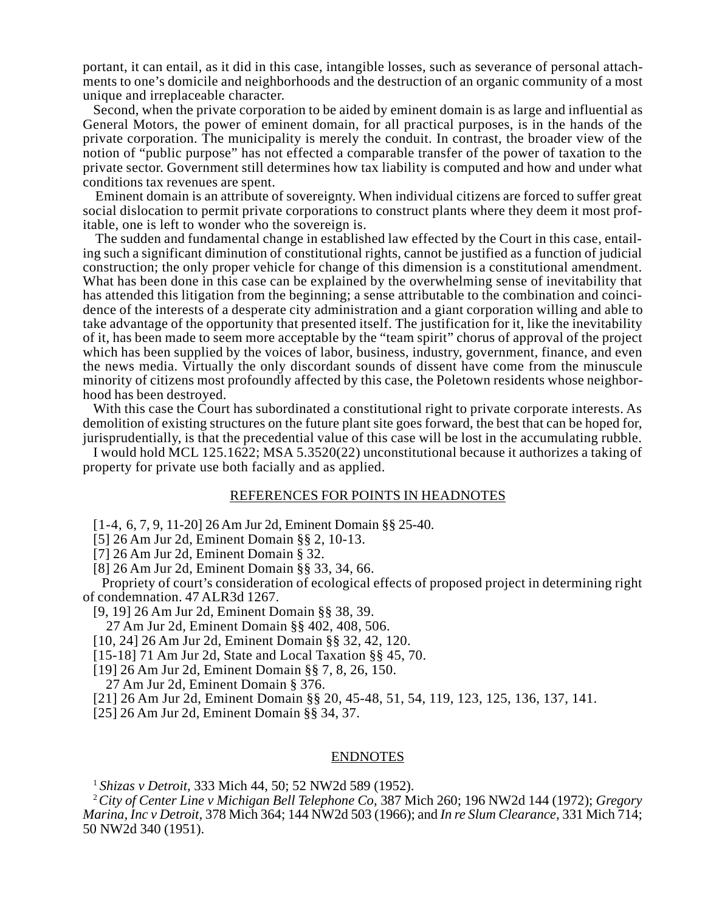portant, it can entail, as it did in this case, intangible losses, such as severance of personal attachments to one's domicile and neighborhoods and the destruction of an organic community of a most unique and irreplaceable character.

Second, when the private corporation to be aided by eminent domain is as large and influential as General Motors, the power of eminent domain, for all practical purposes, is in the hands of the private corporation. The municipality is merely the conduit. In contrast, the broader view of the notion of "public purpose" has not effected a comparable transfer of the power of taxation to the private sector. Government still determines how tax liability is computed and how and under what conditions tax revenues are spent.

Eminent domain is an attribute of sovereignty. When individual citizens are forced to suffer great social dislocation to permit private corporations to construct plants where they deem it most profitable, one is left to wonder who the sovereign is.

The sudden and fundamental change in established law effected by the Court in this case, entailing such a significant diminution of constitutional rights, cannot be justified as a function of judicial construction; the only proper vehicle for change of this dimension is a constitutional amendment. What has been done in this case can be explained by the overwhelming sense of inevitability that has attended this litigation from the beginning; a sense attributable to the combination and coincidence of the interests of a desperate city administration and a giant corporation willing and able to take advantage of the opportunity that presented itself. The justification for it, like the inevitability of it, has been made to seem more acceptable by the "team spirit" chorus of approval of the project which has been supplied by the voices of labor, business, industry, government, finance, and even the news media. Virtually the only discordant sounds of dissent have come from the minuscule minority of citizens most profoundly affected by this case, the Poletown residents whose neighborhood has been destroyed.

With this case the Court has subordinated a constitutional right to private corporate interests. As demolition of existing structures on the future plant site goes forward, the best that can be hoped for, jurisprudentially, is that the precedential value of this case will be lost in the accumulating rubble.

I would hold MCL 125.1622; MSA 5.3520(22) unconstitutional because it authorizes a taking of property for private use both facially and as applied.

## REFERENCES FOR POINTS IN HEADNOTES

[1-4, 6, 7, 9, 11-20] 26 Am Jur 2d, Eminent Domain §§ 25-40.

[5] 26 Am Jur 2d, Eminent Domain §§ 2, 10-13.

[7] 26 Am Jur 2d, Eminent Domain § 32.

[8] 26 Am Jur 2d, Eminent Domain §§ 33, 34, 66.

Propriety of court's consideration of ecological effects of proposed project in determining right of condemnation. 47 ALR3d 1267.

[9, 19] 26 Am Jur 2d, Eminent Domain §§ 38, 39.

27 Am Jur 2d, Eminent Domain §§ 402, 408, 506.

[10, 24] 26 Am Jur 2d, Eminent Domain §§ 32, 42, 120.

[15-18] 71 Am Jur 2d, State and Local Taxation §§ 45, 70.

[19] 26 Am Jur 2d, Eminent Domain §§ 7, 8, 26, 150.

27 Am Jur 2d, Eminent Domain § 376.

[21] 26 Am Jur 2d, Eminent Domain §§ 20, 45-48, 51, 54, 119, 123, 125, 136, 137, 141.

[25] 26 Am Jur 2d, Eminent Domain §§ 34, 37.

## ENDNOTES

[1] *Shizas v Detroit*, 333 Mich 44, 50; 52 NW2d 589 (1952).

[2] *City of Center Line v Michigan Bell Telephone Co*, 387 Mich 260; 196 NW2d 144 (1972); *Gregory Marina, Inc v Detroit*, 378 Mich 364; 144 NW2d 503 (1966); and *In re Slum Clearance*, 331 Mich 714; 50 NW2d 340 (1951).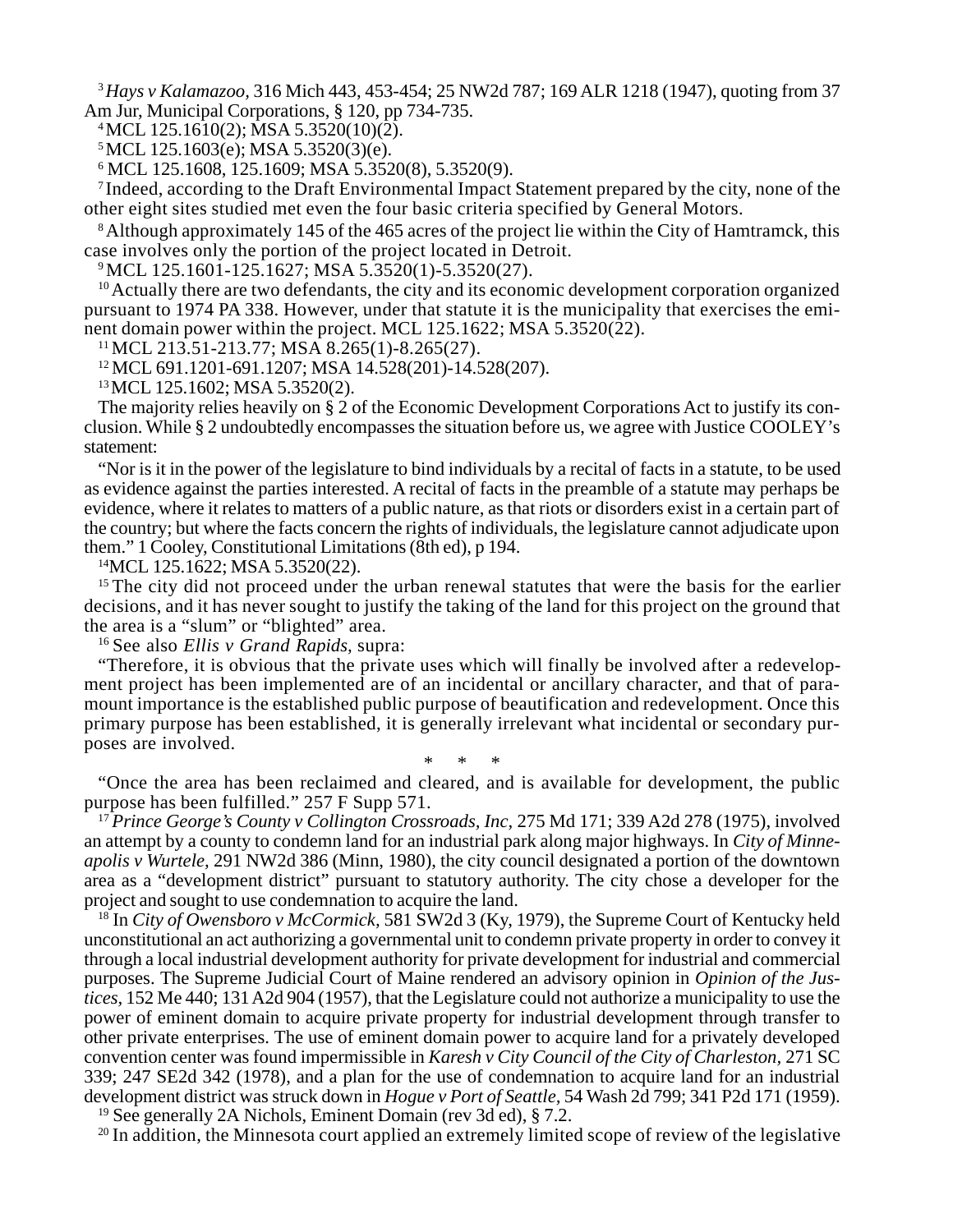[3] *Hays v Kalamazoo*, 316 Mich 443, 453-454; 25 NW2d 787; 169 ALR 1218 (1947), quoting from 37 Am Jur, Municipal Corporations, § 120, pp 734-735.

[4] MCL 125.1610(2); MSA 5.3520(10)(2).

[5] MCL 125.1603(e); MSA 5.3520(3)(e).

[6] MCL 125.1608, 125.1609; MSA 5.3520(8), 5.3520(9).

[7] Indeed, according to the Draft Environmental Impact Statement prepared by the city, none of the other eight sites studied met even the four basic criteria specified by General Motors.

[8] Although approximately 145 of the 465 acres of the project lie within the City of Hamtramck, this case involves only the portion of the project located in Detroit.

[9] MCL 125.1601-125.1627; MSA 5.3520(1)-5.3520(27).

[10] Actually there are two defendants, the city and its economic development corporation organized pursuant to 1974 PA 338. However, under that statute it is the municipality that exercises the eminent domain power within the project. MCL 125.1622; MSA 5.3520(22).

[11] MCL 213.51-213.77; MSA 8.265(1)-8.265(27).

[12] MCL 691.1201-691.1207; MSA 14.528(201)-14.528(207).

[13] MCL 125.1602; MSA 5.3520(2).

The majority relies heavily on § 2 of the Economic Development Corporations Act to justify its conclusion. While § 2 undoubtedly encompasses the situation before us, we agree with Justice COOLEY's statement:

"Nor is it in the power of the legislature to bind individuals by a recital of facts in a statute, to be used as evidence against the parties interested. A recital of facts in the preamble of a statute may perhaps be evidence, where it relates to matters of a public nature, as that riots or disorders exist in a certain part of the country; but where the facts concern the rights of individuals, the legislature cannot adjudicate upon them." 1 Cooley, Constitutional Limitations (8th ed), p 194.

[14] MCL 125.1622; MSA 5.3520(22).

[15] The city did not proceed under the urban renewal statutes that were the basis for the earlier decisions, and it has never sought to justify the taking of the land for this project on the ground that the area is a "slum" or "blighted" area.

[16] See also *Ellis v Grand Rapids*, supra:

"Therefore, it is obvious that the private uses which will finally be involved after a redevelopment project has been implemented are of an incidental or ancillary character, and that of paramount importance is the established public purpose of beautification and redevelopment. Once this primary purpose has been established, it is generally irrelevant what incidental or secondary purposes are involved.

\* \* \*

"Once the area has been reclaimed and cleared, and is available for development, the public purpose has been fulfilled." 257 F Supp 571.

[17] *Prince George's County v Collington Crossroads, Inc*, 275 Md 171; 339 A2d 278 (1975), involved an attempt by a county to condemn land for an industrial park along major highways. In *City of Minneapolis v Wurtele*, 291 NW2d 386 (Minn, 1980), the city council designated a portion of the downtown area as a "development district" pursuant to statutory authority. The city chose a developer for the project and sought to use condemnation to acquire the land.

[18] In *City of Owensboro v McCormick*, 581 SW2d 3 (Ky, 1979), the Supreme Court of Kentucky held unconstitutional an act authorizing a governmental unit to condemn private property in order to convey it through a local industrial development authority for private development for industrial and commercial purposes. The Supreme Judicial Court of Maine rendered an advisory opinion in *Opinion of the Justices*, 152 Me 440; 131 A2d 904 (1957), that the Legislature could not authorize a municipality to use the power of eminent domain to acquire private property for industrial development through transfer to other private enterprises. The use of eminent domain power to acquire land for a privately developed convention center was found impermissible in *Karesh v City Council of the City of Charleston*, 271 SC 339; 247 SE2d 342 (1978), and a plan for the use of condemnation to acquire land for an industrial development district was struck down in *Hogue v Port of Seattle*, 54 Wash 2d 799; 341 P2d 171 (1959).

[19] See generally 2A Nichols, Eminent Domain (rev 3d ed), § 7.2.

[20] In addition, the Minnesota court applied an extremely limited scope of review of the legislative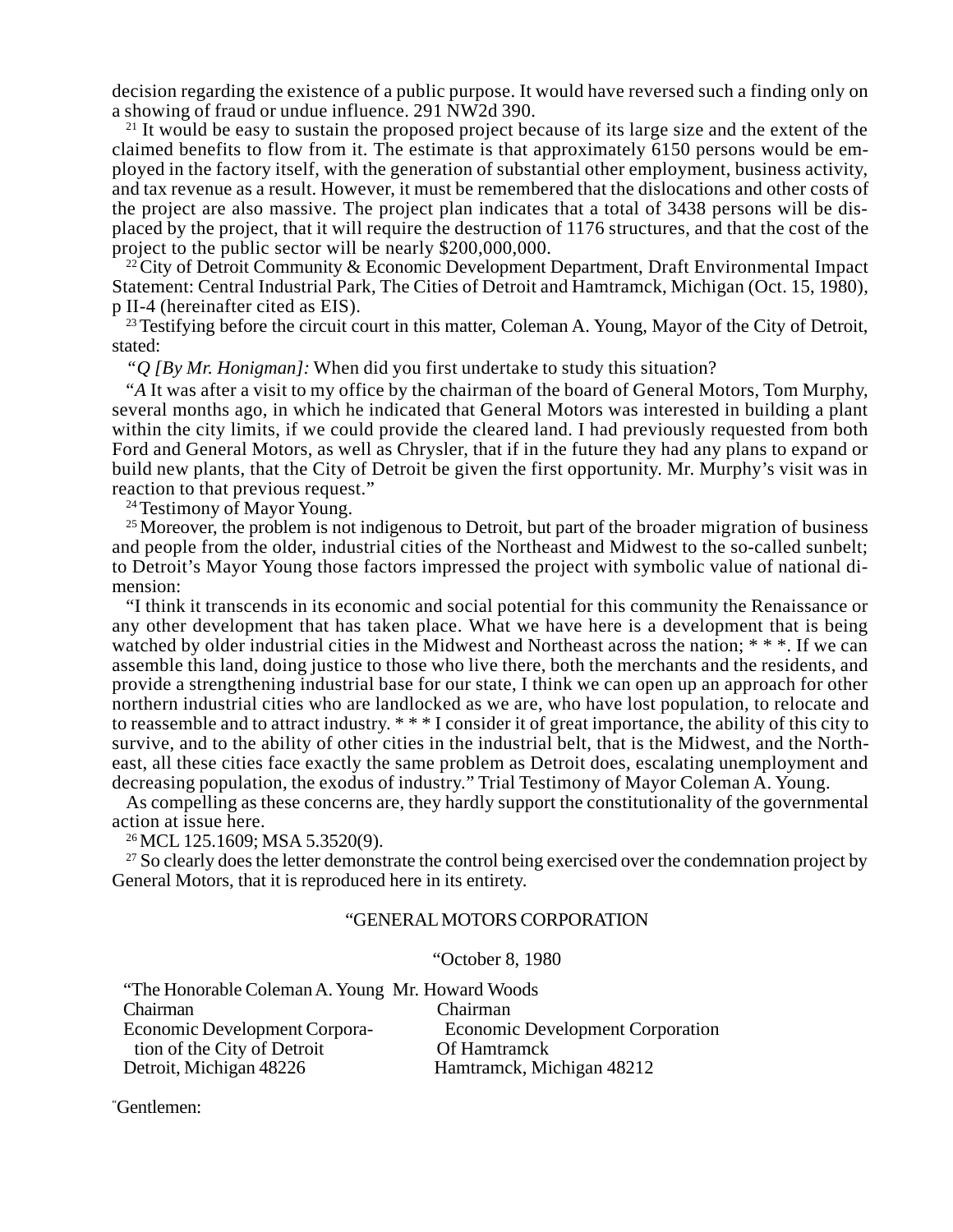decision regarding the existence of a public purpose. It would have reversed such a finding only on a showing of fraud or undue influence. 291 NW2d 390.

[21] It would be easy to sustain the proposed project because of its large size and the extent of the claimed benefits to flow from it. The estimate is that approximately 6150 persons would be employed in the factory itself, with the generation of substantial other employment, business activity, and tax revenue as a result. However, it must be remembered that the dislocations and other costs of the project are also massive. The project plan indicates that a total of 3438 persons will be displaced by the project, that it will require the destruction of 1176 structures, and that the cost of the project to the public sector will be nearly $200,000,000.

[22] City of Detroit Community & Economic Development Department, Draft Environmental Impact Statement: Central Industrial Park, The Cities of Detroit and Hamtramck, Michigan (Oct. 15, 1980), p II-4 (hereinafter cited as EIS).

[23] Testifying before the circuit court in this matter, Coleman A. Young, Mayor of the City of Detroit, stated:

"*Q [By Mr. Honigman]:* When did you first undertake to study this situation?

"*A* It was after a visit to my office by the chairman of the board of General Motors, Tom Murphy, several months ago, in which he indicated that General Motors was interested in building a plant within the city limits, if we could provide the cleared land. I had previously requested from both Ford and General Motors, as well as Chrysler, that if in the future they had any plans to expand or build new plants, that the City of Detroit be given the first opportunity. Mr. Murphy's visit was in reaction to that previous request."

[24] Testimony of Mayor Young.

[25] Moreover, the problem is not indigenous to Detroit, but part of the broader migration of business and people from the older, industrial cities of the Northeast and Midwest to the so-called sunbelt; to Detroit's Mayor Young those factors impressed the project with symbolic value of national dimension:

"I think it transcends in its economic and social potential for this community the Renaissance or any other development that has taken place. What we have here is a development that is being watched by older industrial cities in the Midwest and Northeast across the nation; * * *. If we can assemble this land, doing justice to those who live there, both the merchants and the residents, and provide a strengthening industrial base for our state, I think we can open up an approach for other northern industrial cities who are landlocked as we are, who have lost population, to relocate and to reassemble and to attract industry. * * * I consider it of great importance, the ability of this city to survive, and to the ability of other cities in the industrial belt, that is the Midwest, and the Northeast, all these cities face exactly the same problem as Detroit does, escalating unemployment and decreasing population, the exodus of industry." Trial Testimony of Mayor Coleman A. Young.

As compelling as these concerns are, they hardly support the constitutionality of the governmental action at issue here.

[26] MCL 125.1609; MSA 5.3520(9).

[27] So clearly does the letter demonstrate the control being exercised over the condemnation project by General Motors, that it is reproduced here in its entirety.

"GENERAL MOTORS CORPORATION

"October 8, 1980

| | |
|---|---|
| "The Honorable Coleman A. Young | Mr. Howard Woods |
| Chairman | Chairman |
| Economic Development Corporation of the City of Detroit | Economic Development Corporation Of Hamtramck |
| Detroit, Michigan 48226 | Hamtramck, Michigan 48212 |

"Gentlemen: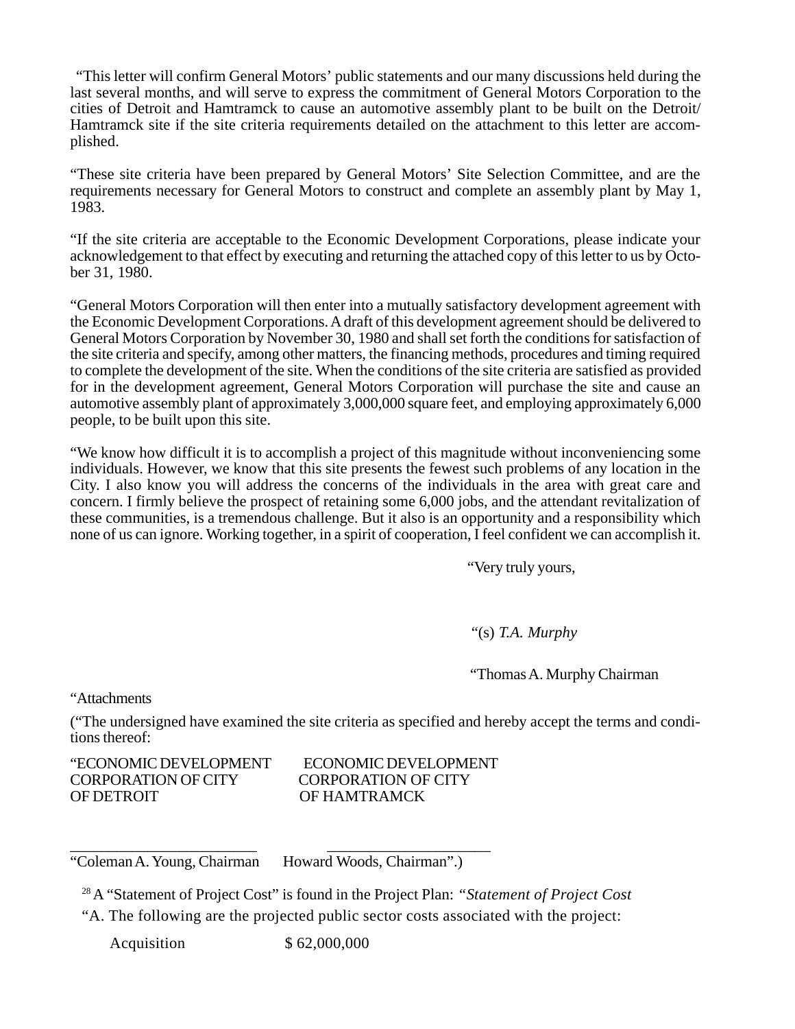"This letter will confirm General Motors' public statements and our many discussions held during the last several months, and will serve to express the commitment of General Motors Corporation to the cities of Detroit and Hamtramck to cause an automotive assembly plant to be built on the Detroit/Hamtramck site if the site criteria requirements detailed on the attachment to this letter are accomplished.

"These site criteria have been prepared by General Motors' Site Selection Committee, and are the requirements necessary for General Motors to construct and complete an assembly plant by May 1, 1983.

"If the site criteria are acceptable to the Economic Development Corporations, please indicate your acknowledgement to that effect by executing and returning the attached copy of this letter to us by October 31, 1980.

"General Motors Corporation will then enter into a mutually satisfactory development agreement with the Economic Development Corporations. A draft of this development agreement should be delivered to General Motors Corporation by November 30, 1980 and shall set forth the conditions for satisfaction of the site criteria and specify, among other matters, the financing methods, procedures and timing required to complete the development of the site. When the conditions of the site criteria are satisfied as provided for in the development agreement, General Motors Corporation will purchase the site and cause an automotive assembly plant of approximately 3,000,000 square feet, and employing approximately 6,000 people, to be built upon this site.

"We know how difficult it is to accomplish a project of this magnitude without inconveniencing some individuals. However, we know that this site presents the fewest such problems of any location in the City. I also know you will address the concerns of the individuals in the area with great care and concern. I firmly believe the prospect of retaining some 6,000 jobs, and the attendant revitalization of these communities, is a tremendous challenge. But it also is an opportunity and a responsibility which none of us can ignore. Working together, in a spirit of cooperation, I feel confident we can accomplish it.

"Very truly yours,

"(s) *T.A. Murphy*

"Thomas A. Murphy Chairman

"Attachments

("The undersigned have examined the site criteria as specified and hereby accept the terms and conditions thereof:

| "ECONOMIC DEVELOPMENT CORPORATION OF CITY OF DETROIT | ECONOMIC DEVELOPMENT CORPORATION OF CITY OF HAMTRAMCK |
|---|---|
| ________________________ | ____________________ |
| "Coleman A. Young, Chairman | Howard Woods, Chairman".) |

[28] A "Statement of Project Cost" is found in the Project Plan: *"Statement of Project Cost*

"A. The following are the projected public sector costs associated with the project:

| Acquisition | $ 62,000,000 |
|---|---|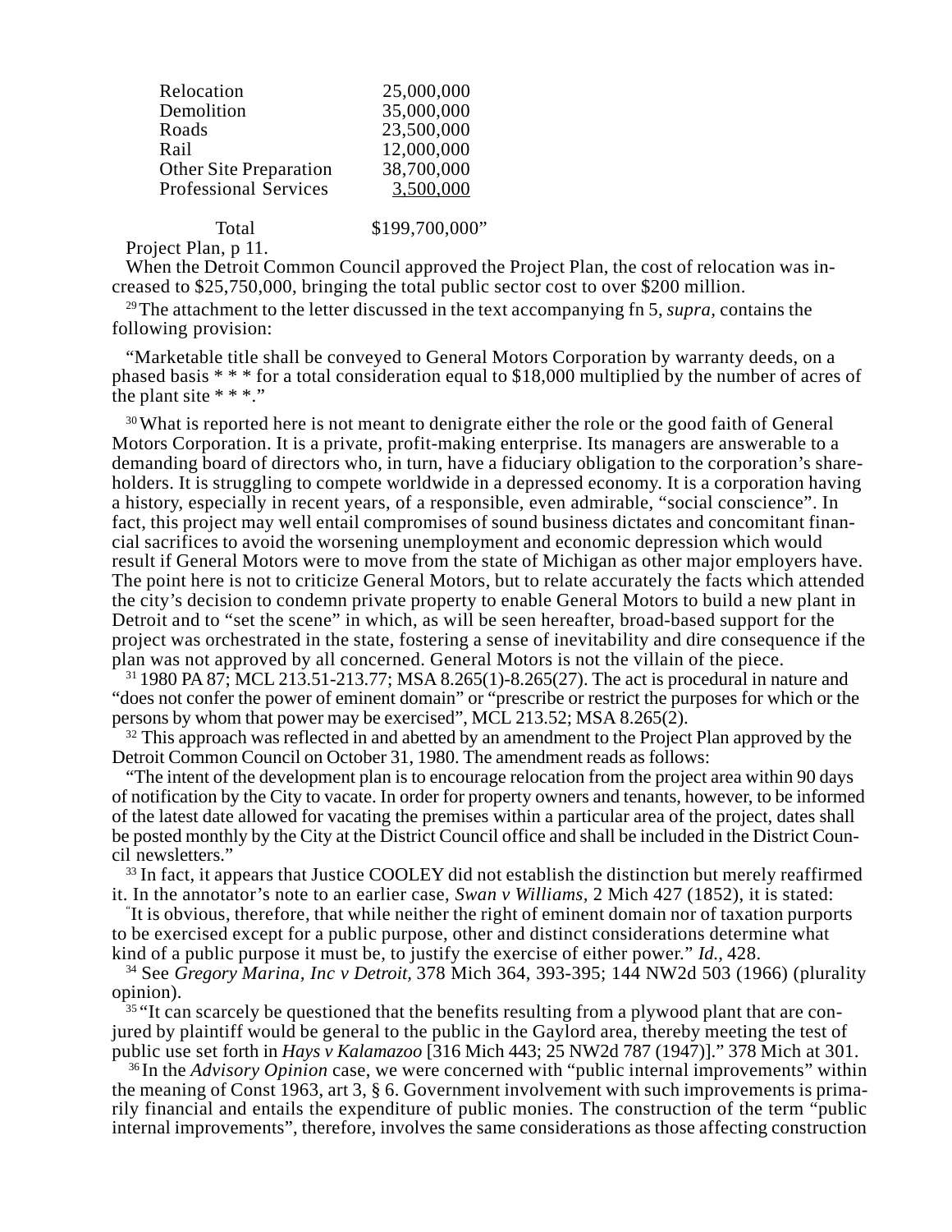| | |
|---|---|
| Relocation | 25,000,000 |
| Demolition | 35,000,000 |
| Roads | 23,500,000 |
| Rail | 12,000,000 |
| Other Site Preparation | 38,700,000 |
| Professional Services | 3,500,000 |
| Total | $199,700,000" |

Project Plan, p 11.

When the Detroit Common Council approved the Project Plan, the cost of relocation was increased to $25,750,000, bringing the total public sector cost to over $200 million.

[29] The attachment to the letter discussed in the text accompanying fn 5, *supra*, contains the following provision:

"Marketable title shall be conveyed to General Motors Corporation by warranty deeds, on a phased basis * * * for a total consideration equal to $18,000 multiplied by the number of acres of the plant site * * *."

[30] What is reported here is not meant to denigrate either the role or the good faith of General Motors Corporation. It is a private, profit-making enterprise. Its managers are answerable to a demanding board of directors who, in turn, have a fiduciary obligation to the corporation's shareholders. It is struggling to compete worldwide in a depressed economy. It is a corporation having a history, especially in recent years, of a responsible, even admirable, "social conscience". In fact, this project may well entail compromises of sound business dictates and concomitant financial sacrifices to avoid the worsening unemployment and economic depression which would result if General Motors were to move from the state of Michigan as other major employers have. The point here is not to criticize General Motors, but to relate accurately the facts which attended the city's decision to condemn private property to enable General Motors to build a new plant in Detroit and to "set the scene" in which, as will be seen hereafter, broad-based support for the project was orchestrated in the state, fostering a sense of inevitability and dire consequence if the plan was not approved by all concerned. General Motors is not the villain of the piece.

[31] 1980 PA 87; MCL 213.51-213.77; MSA 8.265(1)-8.265(27). The act is procedural in nature and "does not confer the power of eminent domain" or "prescribe or restrict the purposes for which or the persons by whom that power may be exercised", MCL 213.52; MSA 8.265(2).

[32] This approach was reflected in and abetted by an amendment to the Project Plan approved by the Detroit Common Council on October 31, 1980. The amendment reads as follows:

"The intent of the development plan is to encourage relocation from the project area within 90 days of notification by the City to vacate. In order for property owners and tenants, however, to be informed of the latest date allowed for vacating the premises within a particular area of the project, dates shall be posted monthly by the City at the District Council office and shall be included in the District Council newsletters."

[33] In fact, it appears that Justice COOLEY did not establish the distinction but merely reaffirmed it. In the annotator's note to an earlier case, *Swan v Williams*, 2 Mich 427 (1852), it is stated:

"It is obvious, therefore, that while neither the right of eminent domain nor of taxation purports to be exercised except for a public purpose, other and distinct considerations determine what kind of a public purpose it must be, to justify the exercise of either power." *Id.*, 428.

[34] See *Gregory Marina, Inc v Detroit*, 378 Mich 364, 393-395; 144 NW2d 503 (1966) (plurality opinion).

[35] "It can scarcely be questioned that the benefits resulting from a plywood plant that are conjured by plaintiff would be general to the public in the Gaylord area, thereby meeting the test of public use set forth in *Hays v Kalamazoo* [316 Mich 443; 25 NW2d 787 (1947)]." 378 Mich at 301.

[36] In the *Advisory Opinion* case, we were concerned with "public internal improvements" within the meaning of Const 1963, art 3, § 6. Government involvement with such improvements is primarily financial and entails the expenditure of public monies. The construction of the term "public internal improvements", therefore, involves the same considerations as those affecting construction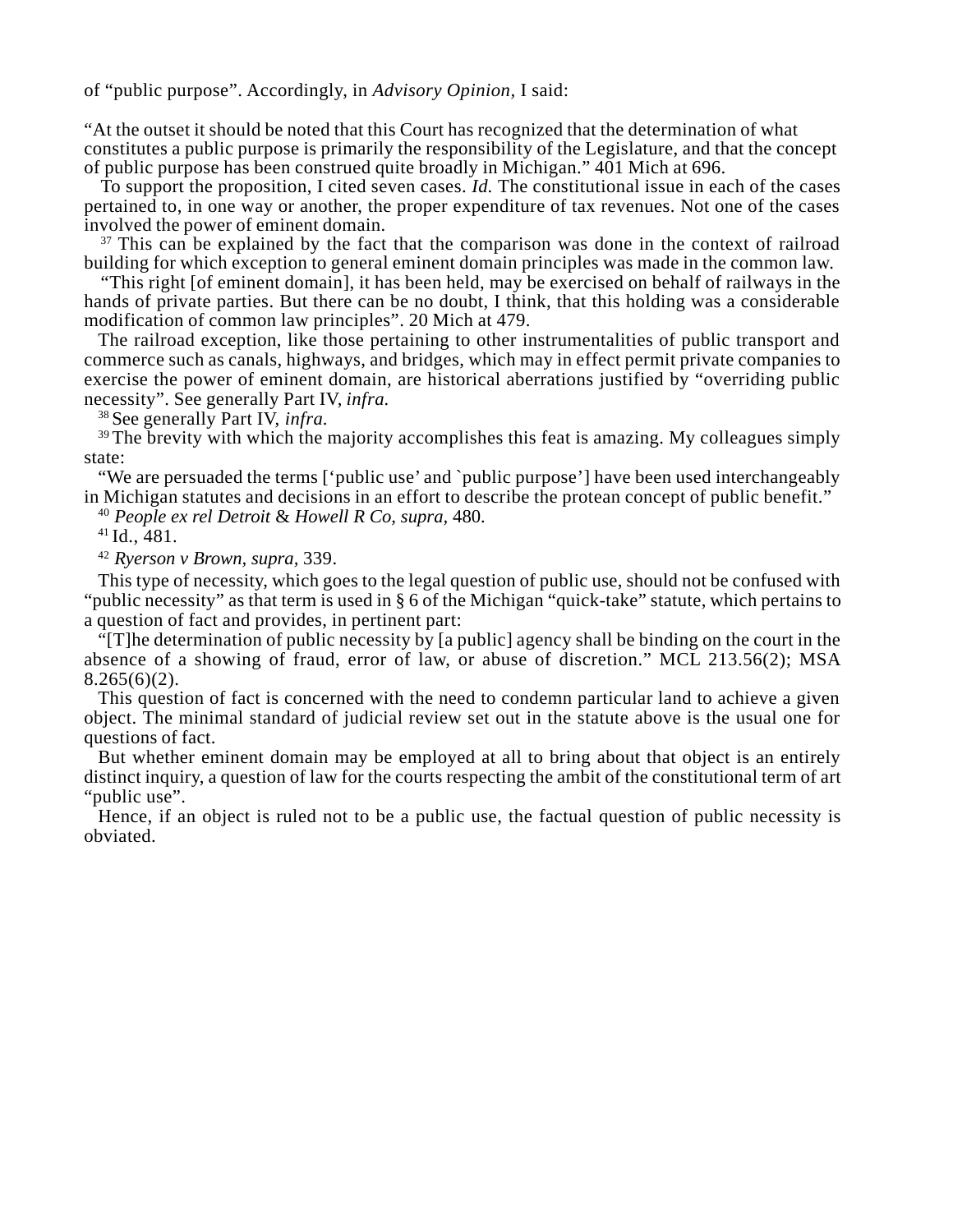of “public purpose”. Accordingly, in *Advisory Opinion*, I said:

“At the outset it should be noted that this Court has recognized that the determination of what constitutes a public purpose is primarily the responsibility of the Legislature, and that the concept of public purpose has been construed quite broadly in Michigan.” 401 Mich at 696.

To support the proposition, I cited seven cases. *Id.* The constitutional issue in each of the cases pertained to, in one way or another, the proper expenditure of tax revenues. Not one of the cases involved the power of eminent domain.

[37] This can be explained by the fact that the comparison was done in the context of railroad building for which exception to general eminent domain principles was made in the common law.

“This right [of eminent domain], it has been held, may be exercised on behalf of railways in the hands of private parties. But there can be no doubt, I think, that this holding was a considerable modification of common law principles”. 20 Mich at 479.

The railroad exception, like those pertaining to other instrumentalities of public transport and commerce such as canals, highways, and bridges, which may in effect permit private companies to exercise the power of eminent domain, are historical aberrations justified by “overriding public necessity”. See generally Part IV, *infra.*

[38] See generally Part IV, *infra.*

[39] The brevity with which the majority accomplishes this feat is amazing. My colleagues simply state:

“We are persuaded the terms [‘public use’ and `public purpose’] have been used interchangeably in Michigan statutes and decisions in an effort to describe the protean concept of public benefit.”

[40] *People ex rel Detroit* & *Howell R Co, supra,* 480.

[41] Id., 481.

[42] *Ryerson v Brown*, *supra*, 339.

This type of necessity, which goes to the legal question of public use, should not be confused with “public necessity” as that term is used in § 6 of the Michigan “quick-take” statute, which pertains to a question of fact and provides, in pertinent part:

“[T]he determination of public necessity by [a public] agency shall be binding on the court in the absence of a showing of fraud, error of law, or abuse of discretion.” MCL 213.56(2); MSA 8.265(6)(2).

This question of fact is concerned with the need to condemn particular land to achieve a given object. The minimal standard of judicial review set out in the statute above is the usual one for questions of fact.

But whether eminent domain may be employed at all to bring about that object is an entirely distinct inquiry, a question of law for the courts respecting the ambit of the constitutional term of art “public use”.

Hence, if an object is ruled not to be a public use, the factual question of public necessity is obviated.